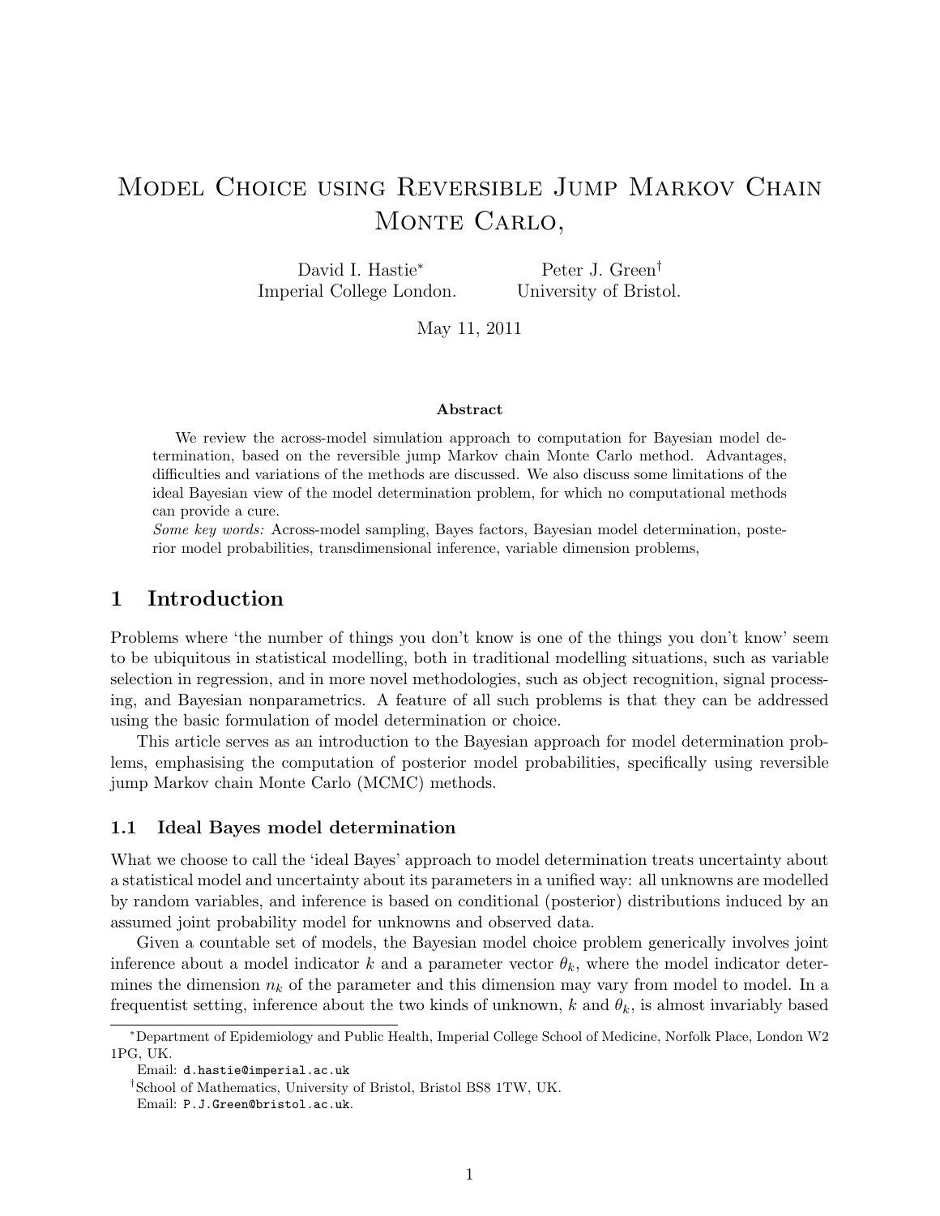# Model Choice using Reversible Jump Markov Chain Monte Carlo,

David I. Hastie[*]
Imperial College London.

Peter J. Green[†]
University of Bristol.

May 11, 2011

**Abstract**

We review the across-model simulation approach to computation for Bayesian model determination, based on the reversible jump Markov chain Monte Carlo method. Advantages, difficulties and variations of the methods are discussed. We also discuss some limitations of the ideal Bayesian view of the model determination problem, for which no computational methods can provide a cure.

*Some key words:* Across-model sampling, Bayes factors, Bayesian model determination, posterior model probabilities, transdimensional inference, variable dimension problems,

## 1 Introduction

Problems where 'the number of things you don't know is one of the things you don't know' seem to be ubiquitous in statistical modelling, both in traditional modelling situations, such as variable selection in regression, and in more novel methodologies, such as object recognition, signal processing, and Bayesian nonparametrics. A feature of all such problems is that they can be addressed using the basic formulation of model determination or choice.

This article serves as an introduction to the Bayesian approach for model determination problems, emphasising the computation of posterior model probabilities, specifically using reversible jump Markov chain Monte Carlo (MCMC) methods.

### 1.1 Ideal Bayes model determination

What we choose to call the 'ideal Bayes' approach to model determination treats uncertainty about a statistical model and uncertainty about its parameters in a unified way: all unknowns are modelled by random variables, and inference is based on conditional (posterior) distributions induced by an assumed joint probability model for unknowns and observed data.

Given a countable set of models, the Bayesian model choice problem generically involves joint inference about a model indicator $k$ and a parameter vector $\theta_k$, where the model indicator determines the dimension $n_k$ of the parameter and this dimension may vary from model to model. In a frequentist setting, inference about the two kinds of unknown, $k$ and $\theta_k$, is almost invariably based

[*]Department of Epidemiology and Public Health, Imperial College School of Medicine, Norfolk Place, London W2 1PG, UK.
Email: d.hastie@imperial.ac.uk

[†]School of Mathematics, University of Bristol, Bristol BS8 1TW, UK.
Email: P.J.Green@bristol.ac.uk.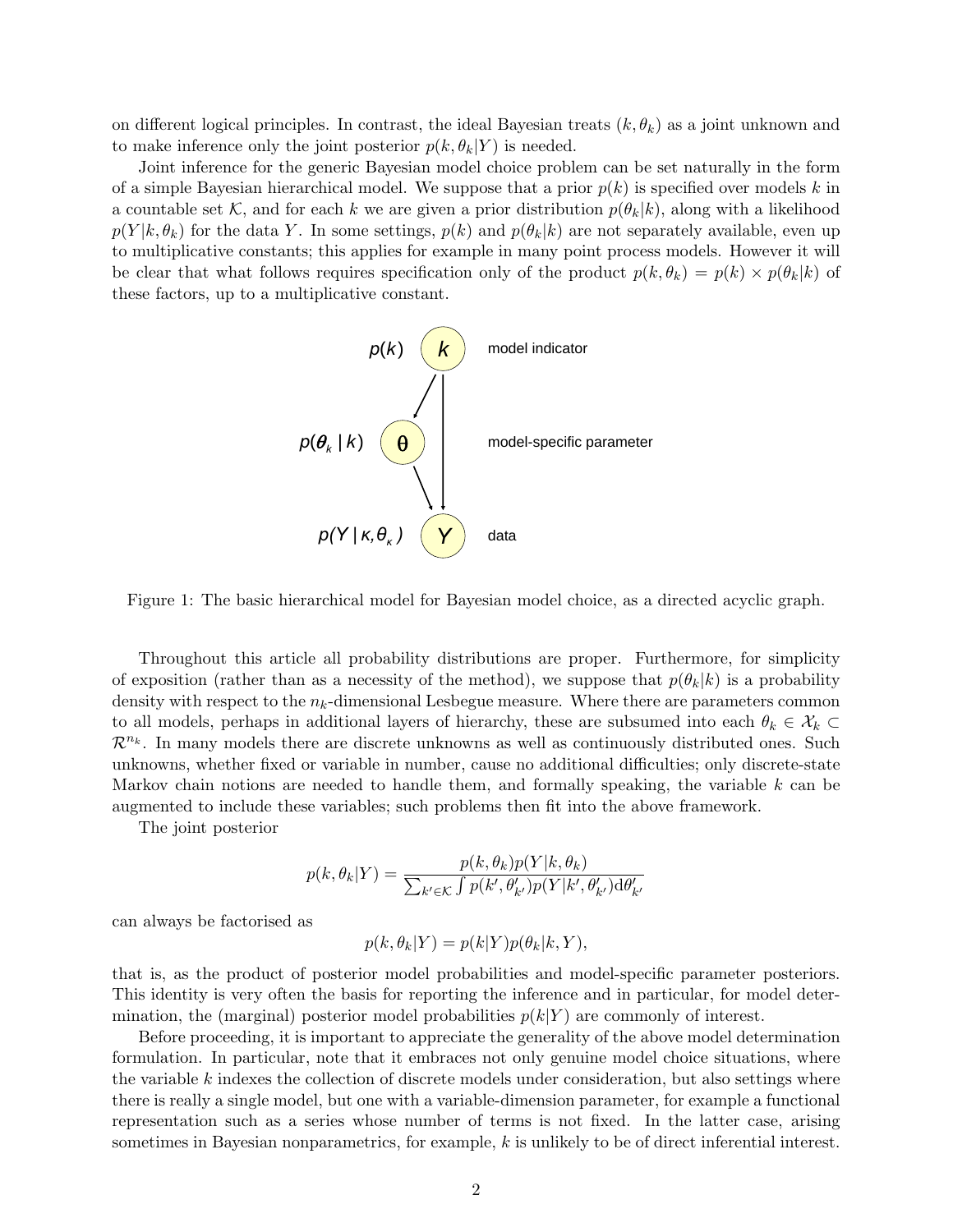on different logical principles. In contrast, the ideal Bayesian treats $(k, \theta_k)$ as a joint unknown and to make inference only the joint posterior $p(k, \theta_k|Y)$ is needed.

Joint inference for the generic Bayesian model choice problem can be set naturally in the form of a simple Bayesian hierarchical model. We suppose that a prior $p(k)$ is specified over models $k$ in a countable set $\mathcal{K}$, and for each $k$ we are given a prior distribution $p(\theta_k|k)$, along with a likelihood $p(Y|k, \theta_k)$ for the data $Y$. In some settings, $p(k)$ and $p(\theta_k|k)$ are not separately available, even up to multiplicative constants; this applies for example in many point process models. However it will be clear that what follows requires specification only of the product $p(k, \theta_k) = p(k) \times p(\theta_k|k)$ of these factors, up to a multiplicative constant.

Figure 1: The basic hierarchical model for Bayesian model choice, as a directed acyclic graph.

Throughout this article all probability distributions are proper. Furthermore, for simplicity of exposition (rather than as a necessity of the method), we suppose that $p(\theta_k|k)$ is a probability density with respect to the $n_k$-dimensional Lesbegue measure. Where there are parameters common to all models, perhaps in additional layers of hierarchy, these are subsumed into each $\theta_k \in \mathcal{X}_k \subset \mathcal{R}^{n_k}$. In many models there are discrete unknowns as well as continuously distributed ones. Such unknowns, whether fixed or variable in number, cause no additional difficulties; only discrete-state Markov chain notions are needed to handle them, and formally speaking, the variable $k$ can be augmented to include these variables; such problems then fit into the above framework.

The joint posterior

$$p(k, \theta_k|Y) = \frac{p(k, \theta_k)p(Y|k, \theta_k)}{\sum_{k' \in \mathcal{K}} \int p(k', \theta'_{k'})p(Y|k', \theta'_{k'})\mathrm{d}\theta'_{k'}}$$

can always be factorised as

$$p(k, \theta_k|Y) = p(k|Y)p(\theta_k|k, Y),$$

that is, as the product of posterior model probabilities and model-specific parameter posteriors. This identity is very often the basis for reporting the inference and in particular, for model determination, the (marginal) posterior model probabilities $p(k|Y)$ are commonly of interest.

Before proceeding, it is important to appreciate the generality of the above model determination formulation. In particular, note that it embraces not only genuine model choice situations, where the variable $k$ indexes the collection of discrete models under consideration, but also settings where there is really a single model, but one with a variable-dimension parameter, for example a functional representation such as a series whose number of terms is not fixed. In the latter case, arising sometimes in Bayesian nonparametrics, for example, $k$ is unlikely to be of direct inferential interest.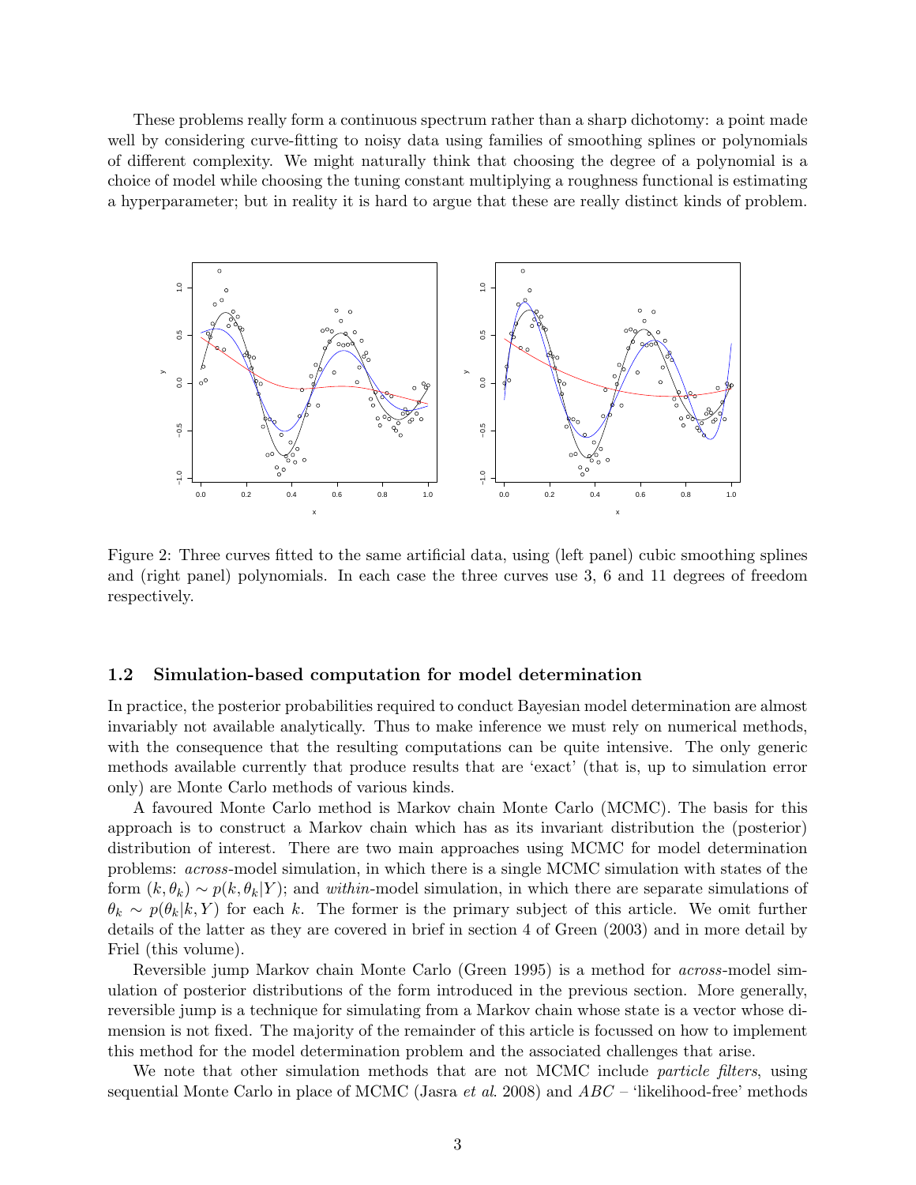These problems really form a continuous spectrum rather than a sharp dichotomy: a point made well by considering curve-fitting to noisy data using families of smoothing splines or polynomials of different complexity. We might naturally think that choosing the degree of a polynomial is a choice of model while choosing the tuning constant multiplying a roughness functional is estimating a hyperparameter; but in reality it is hard to argue that these are really distinct kinds of problem.

Figure 2: Three curves fitted to the same artificial data, using (left panel) cubic smoothing splines and (right panel) polynomials. In each case the three curves use 3, 6 and 11 degrees of freedom respectively.

## 1.2 Simulation-based computation for model determination

In practice, the posterior probabilities required to conduct Bayesian model determination are almost invariably not available analytically. Thus to make inference we must rely on numerical methods, with the consequence that the resulting computations can be quite intensive. The only generic methods available currently that produce results that are 'exact' (that is, up to simulation error only) are Monte Carlo methods of various kinds.

A favoured Monte Carlo method is Markov chain Monte Carlo (MCMC). The basis for this approach is to construct a Markov chain which has as its invariant distribution the (posterior) distribution of interest. There are two main approaches using MCMC for model determination problems: *across*-model simulation, in which there is a single MCMC simulation with states of the form $(k, \theta_k) \sim p(k, \theta_k|Y)$; and *within*-model simulation, in which there are separate simulations of $\theta_k \sim p(\theta_k|k, Y)$ for each $k$. The former is the primary subject of this article. We omit further details of the latter as they are covered in brief in section 4 of Green (2003) and in more detail by Friel (this volume).

Reversible jump Markov chain Monte Carlo (Green 1995) is a method for *across*-model simulation of posterior distributions of the form introduced in the previous section. More generally, reversible jump is a technique for simulating from a Markov chain whose state is a vector whose dimension is not fixed. The majority of the remainder of this article is focussed on how to implement this method for the model determination problem and the associated challenges that arise.

We note that other simulation methods that are not MCMC include *particle filters*, using sequential Monte Carlo in place of MCMC (Jasra *et al*. 2008) and *ABC* – 'likelihood-free' methods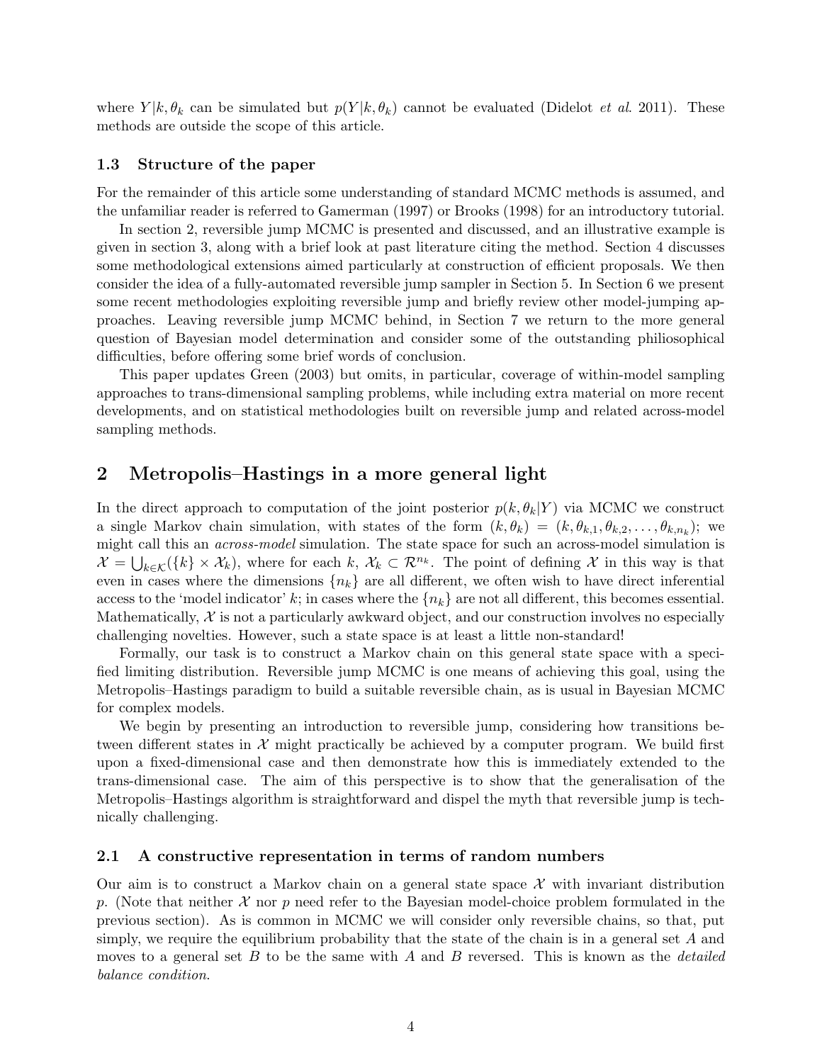where $Y|k, \theta_k$ can be simulated but $p(Y|k, \theta_k)$ cannot be evaluated (Didelot *et al.* 2011). These methods are outside the scope of this article.

### 1.3 Structure of the paper

For the remainder of this article some understanding of standard MCMC methods is assumed, and the unfamiliar reader is referred to Gamerman (1997) or Brooks (1998) for an introductory tutorial.

In section 2, reversible jump MCMC is presented and discussed, and an illustrative example is given in section 3, along with a brief look at past literature citing the method. Section 4 discusses some methodological extensions aimed particularly at construction of efficient proposals. We then consider the idea of a fully-automated reversible jump sampler in Section 5. In Section 6 we present some recent methodologies exploiting reversible jump and briefly review other model-jumping approaches. Leaving reversible jump MCMC behind, in Section 7 we return to the more general question of Bayesian model determination and consider some of the outstanding philiosophical difficulties, before offering some brief words of conclusion.

This paper updates Green (2003) but omits, in particular, coverage of within-model sampling approaches to trans-dimensional sampling problems, while including extra material on more recent developments, and on statistical methodologies built on reversible jump and related across-model sampling methods.

## 2 Metropolis–Hastings in a more general light

In the direct approach to computation of the joint posterior $p(k, \theta_k|Y)$ via MCMC we construct a single Markov chain simulation, with states of the form $(k, \theta_k) = (k, \theta_{k,1}, \theta_{k,2}, \ldots, \theta_{k,n_k})$; we might call this an *across-model* simulation. The state space for such an across-model simulation is $\mathcal{X} = \bigcup_{k \in \mathcal{K}}(\{k\} \times \mathcal{X}_k)$, where for each $k$, $\mathcal{X}_k \subset \mathcal{R}^{n_k}$. The point of defining $\mathcal{X}$ in this way is that even in cases where the dimensions $\{n_k\}$ are all different, we often wish to have direct inferential access to the 'model indicator' $k$; in cases where the $\{n_k\}$ are not all different, this becomes essential. Mathematically, $\mathcal{X}$ is not a particularly awkward object, and our construction involves no especially challenging novelties. However, such a state space is at least a little non-standard!

Formally, our task is to construct a Markov chain on this general state space with a specified limiting distribution. Reversible jump MCMC is one means of achieving this goal, using the Metropolis–Hastings paradigm to build a suitable reversible chain, as is usual in Bayesian MCMC for complex models.

We begin by presenting an introduction to reversible jump, considering how transitions between different states in $\mathcal{X}$ might practically be achieved by a computer program. We build first upon a fixed-dimensional case and then demonstrate how this is immediately extended to the trans-dimensional case. The aim of this perspective is to show that the generalisation of the Metropolis–Hastings algorithm is straightforward and dispel the myth that reversible jump is technically challenging.

### 2.1 A constructive representation in terms of random numbers

Our aim is to construct a Markov chain on a general state space $\mathcal{X}$ with invariant distribution $p$. (Note that neither $\mathcal{X}$ nor $p$ need refer to the Bayesian model-choice problem formulated in the previous section). As is common in MCMC we will consider only reversible chains, so that, put simply, we require the equilibrium probability that the state of the chain is in a general set $A$ and moves to a general set $B$ to be the same with $A$ and $B$ reversed. This is known as the *detailed balance condition*.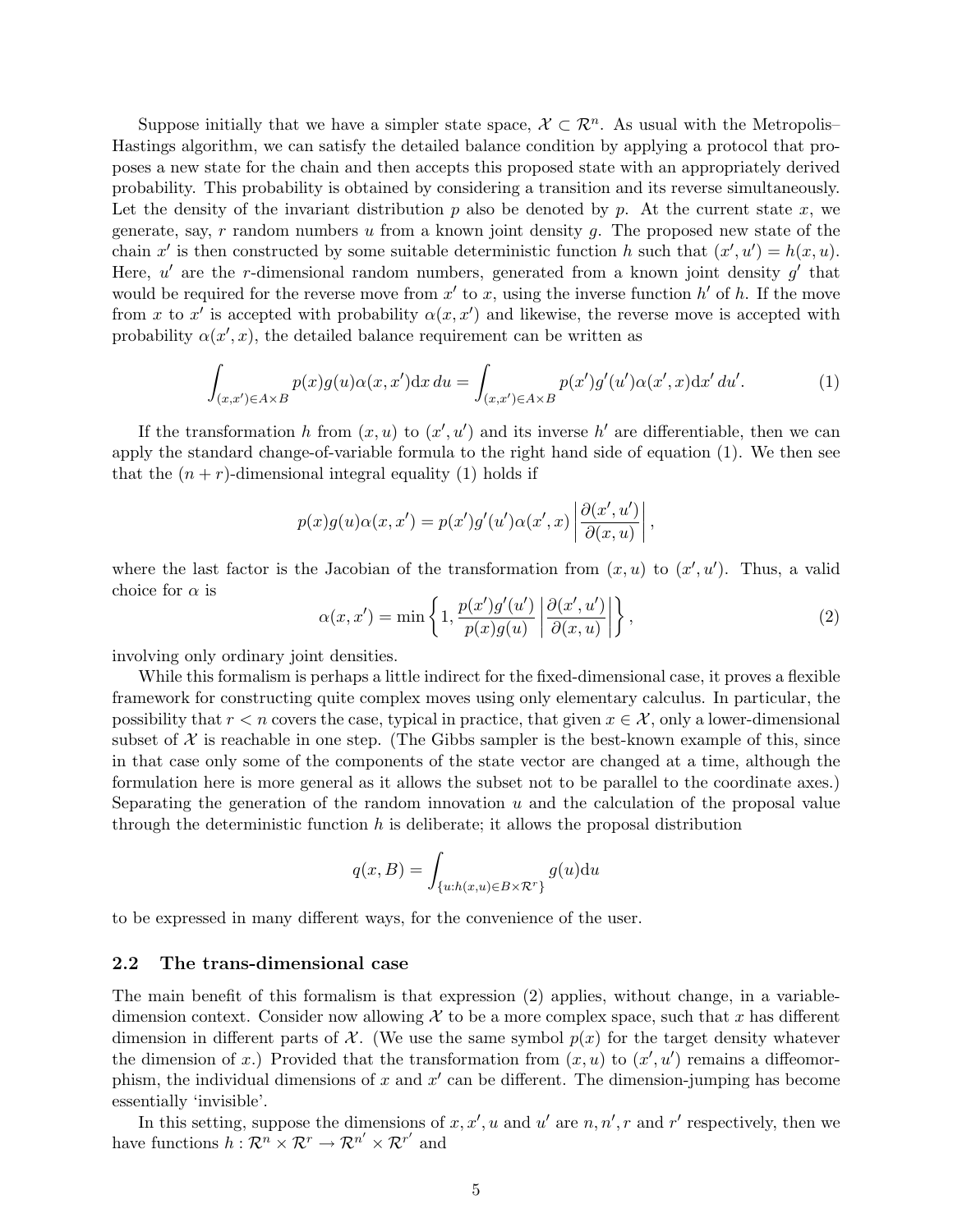Suppose initially that we have a simpler state space, $\mathcal{X} \subset \mathcal{R}^n$. As usual with the Metropolis–Hastings algorithm, we can satisfy the detailed balance condition by applying a protocol that proposes a new state for the chain and then accepts this proposed state with an appropriately derived probability. This probability is obtained by considering a transition and its reverse simultaneously. Let the density of the invariant distribution $p$ also be denoted by $p$. At the current state $x$, we generate, say, $r$ random numbers $u$ from a known joint density $g$. The proposed new state of the chain $x'$ is then constructed by some suitable deterministic function $h$ such that $(x', u') = h(x, u)$. Here, $u'$ are the $r$-dimensional random numbers, generated from a known joint density $g'$ that would be required for the reverse move from $x'$ to $x$, using the inverse function $h'$ of $h$. If the move from $x$ to $x'$ is accepted with probability $\alpha(x, x')$ and likewise, the reverse move is accepted with probability $\alpha(x', x)$, the detailed balance requirement can be written as

$$\int_{(x,x')\in A\times B} p(x)g(u)\alpha(x,x')\mathrm{d}x\,du = \int_{(x,x')\in A\times B} p(x')g'(u')\alpha(x',x)\mathrm{d}x'\,du'. \tag{1}$$

If the transformation $h$ from $(x, u)$ to $(x', u')$ and its inverse $h'$ are differentiable, then we can apply the standard change-of-variable formula to the right hand side of equation (1). We then see that the $(n + r)$-dimensional integral equality (1) holds if

$$p(x)g(u)\alpha(x,x') = p(x')g'(u')\alpha(x',x)\left|\frac{\partial(x',u')}{\partial(x,u)}\right|,$$

where the last factor is the Jacobian of the transformation from $(x, u)$ to $(x', u')$. Thus, a valid choice for $\alpha$ is

$$\alpha(x,x') = \min\left\{1, \frac{p(x')g'(u')}{p(x)g(u)}\left|\frac{\partial(x',u')}{\partial(x,u)}\right|\right\}, \tag{2}$$

involving only ordinary joint densities.

While this formalism is perhaps a little indirect for the fixed-dimensional case, it proves a flexible framework for constructing quite complex moves using only elementary calculus. In particular, the possibility that $r < n$ covers the case, typical in practice, that given $x \in \mathcal{X}$, only a lower-dimensional subset of $\mathcal{X}$ is reachable in one step. (The Gibbs sampler is the best-known example of this, since in that case only some of the components of the state vector are changed at a time, although the formulation here is more general as it allows the subset not to be parallel to the coordinate axes.) Separating the generation of the random innovation $u$ and the calculation of the proposal value through the deterministic function $h$ is deliberate; it allows the proposal distribution

$$q(x,B) = \int_{\{u:h(x,u)\in B\times\mathcal{R}^r\}} g(u)\mathrm{d}u$$

to be expressed in many different ways, for the convenience of the user.

### 2.2 The trans-dimensional case

The main benefit of this formalism is that expression (2) applies, without change, in a variable-dimension context. Consider now allowing $\mathcal{X}$ to be a more complex space, such that $x$ has different dimension in different parts of $\mathcal{X}$. (We use the same symbol $p(x)$ for the target density whatever the dimension of $x$.) Provided that the transformation from $(x, u)$ to $(x', u')$ remains a diffeomorphism, the individual dimensions of $x$ and $x'$ can be different. The dimension-jumping has become essentially 'invisible'.

In this setting, suppose the dimensions of $x, x', u$ and $u'$ are $n, n', r$ and $r'$ respectively, then we have functions $h : \mathcal{R}^n \times \mathcal{R}^r \rightarrow \mathcal{R}^{n'} \times \mathcal{R}^{r'}$ and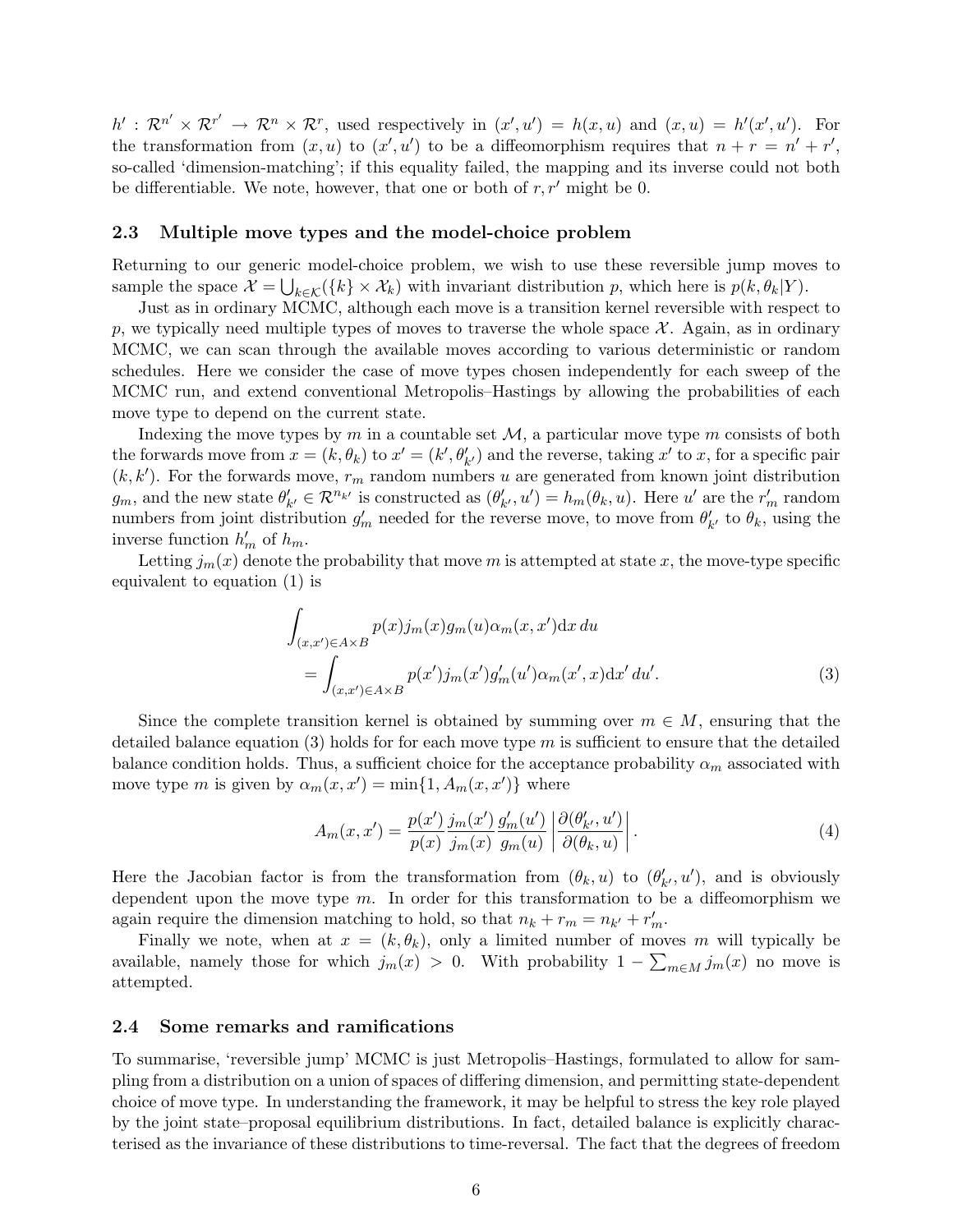$h' : \mathcal{R}^{n'} \times \mathcal{R}^{r'} \to \mathcal{R}^n \times \mathcal{R}^r$, used respectively in $(x', u') = h(x, u)$ and $(x, u) = h'(x', u')$. For the transformation from $(x, u)$ to $(x', u')$ to be a diffeomorphism requires that $n + r = n' + r'$, so-called 'dimension-matching'; if this equality failed, the mapping and its inverse could not both be differentiable. We note, however, that one or both of $r, r'$ might be 0.

### 2.3 Multiple move types and the model-choice problem

Returning to our generic model-choice problem, we wish to use these reversible jump moves to sample the space $\mathcal{X} = \bigcup_{k \in \mathcal{K}} (\{k\} \times \mathcal{X}_k)$ with invariant distribution $p$, which here is $p(k, \theta_k | Y)$.

Just as in ordinary MCMC, although each move is a transition kernel reversible with respect to $p$, we typically need multiple types of moves to traverse the whole space $\mathcal{X}$. Again, as in ordinary MCMC, we can scan through the available moves according to various deterministic or random schedules. Here we consider the case of move types chosen independently for each sweep of the MCMC run, and extend conventional Metropolis–Hastings by allowing the probabilities of each move type to depend on the current state.

Indexing the move types by $m$ in a countable set $\mathcal{M}$, a particular move type $m$ consists of both the forwards move from $x = (k, \theta_k)$ to $x' = (k', \theta'_{k'})$ and the reverse, taking $x'$ to $x$, for a specific pair $(k, k')$. For the forwards move, $r_m$ random numbers $u$ are generated from known joint distribution $g_m$, and the new state $\theta'_{k'} \in \mathcal{R}^{n_{k'}}$ is constructed as $(\theta'_{k'}, u') = h_m(\theta_k, u)$. Here $u'$ are the $r'_m$ random numbers from joint distribution $g'_m$ needed for the reverse move, to move from $\theta'_{k'}$ to $\theta_k$, using the inverse function $h'_m$ of $h_m$.

Letting $j_m(x)$ denote the probability that move $m$ is attempted at state $x$, the move-type specific equivalent to equation (1) is

$$\int_{(x,x') \in A \times B} p(x) j_m(x) g_m(u) \alpha_m(x, x') \mathrm{d}x \, du$$
$$= \int_{(x,x') \in A \times B} p(x') j_m(x') g'_m(u') \alpha_m(x', x) \mathrm{d}x' \, du'. \tag{3}$$

Since the complete transition kernel is obtained by summing over $m \in M$, ensuring that the detailed balance equation (3) holds for for each move type $m$ is sufficient to ensure that the detailed balance condition holds. Thus, a sufficient choice for the acceptance probability $\alpha_m$ associated with move type $m$ is given by $\alpha_m(x, x') = \min\{1, A_m(x, x')\}$ where

$$A_m(x, x') = \frac{p(x')}{p(x)} \frac{j_m(x')}{j_m(x)} \frac{g'_m(u')}{g_m(u)} \left| \frac{\partial(\theta'_{k'}, u')}{\partial(\theta_k, u)} \right|. \tag{4}$$

Here the Jacobian factor is from the transformation from $(\theta_k, u)$ to $(\theta'_{k'}, u')$, and is obviously dependent upon the move type $m$. In order for this transformation to be a diffeomorphism we again require the dimension matching to hold, so that $n_k + r_m = n_{k'} + r'_m$.

Finally we note, when at $x = (k, \theta_k)$, only a limited number of moves $m$ will typically be available, namely those for which $j_m(x) > 0$. With probability $1 - \sum_{m \in M} j_m(x)$ no move is attempted.

### 2.4 Some remarks and ramifications

To summarise, 'reversible jump' MCMC is just Metropolis–Hastings, formulated to allow for sampling from a distribution on a union of spaces of differing dimension, and permitting state-dependent choice of move type. In understanding the framework, it may be helpful to stress the key role played by the joint state–proposal equilibrium distributions. In fact, detailed balance is explicitly characterised as the invariance of these distributions to time-reversal. The fact that the degrees of freedom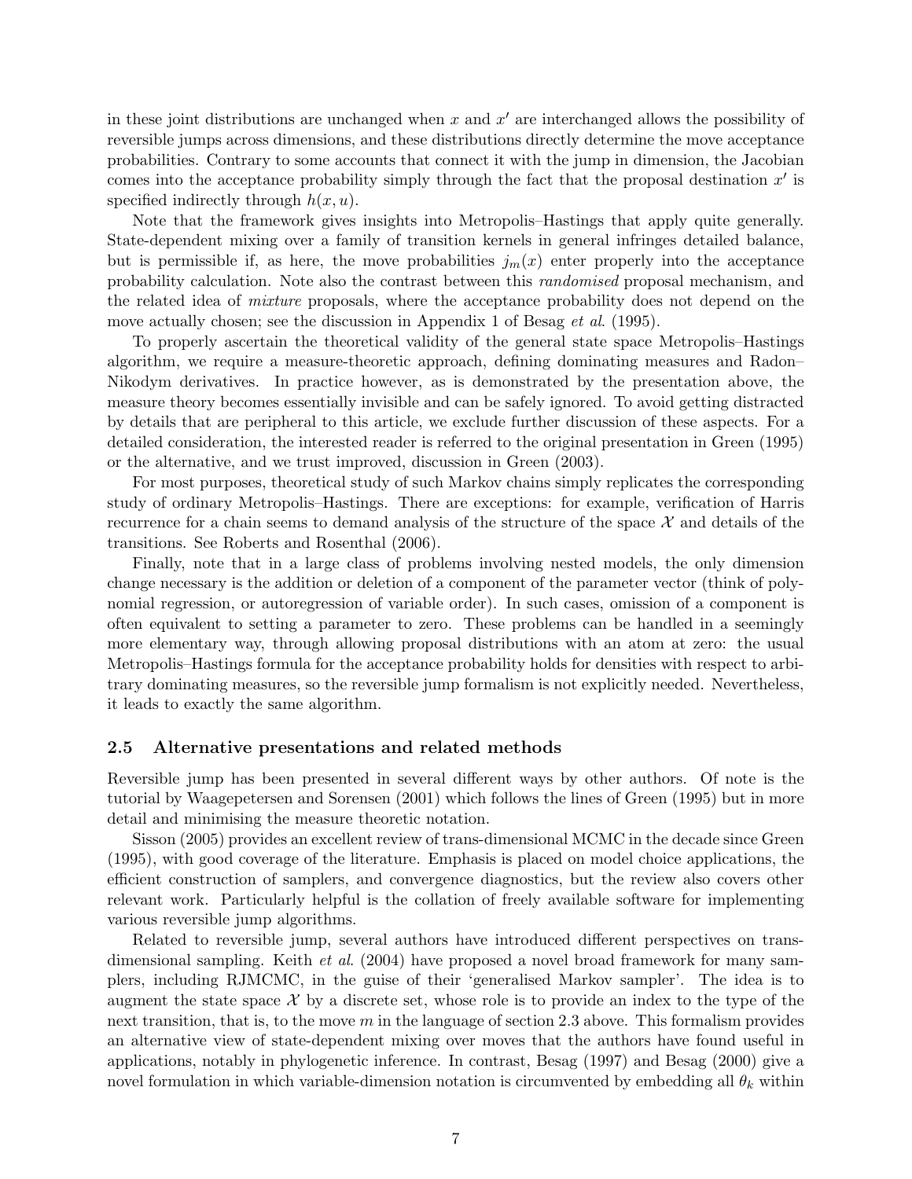in these joint distributions are unchanged when $x$ and $x'$ are interchanged allows the possibility of reversible jumps across dimensions, and these distributions directly determine the move acceptance probabilities. Contrary to some accounts that connect it with the jump in dimension, the Jacobian comes into the acceptance probability simply through the fact that the proposal destination $x'$ is specified indirectly through $h(x, u)$.

Note that the framework gives insights into Metropolis–Hastings that apply quite generally. State-dependent mixing over a family of transition kernels in general infringes detailed balance, but is permissible if, as here, the move probabilities $j_m(x)$ enter properly into the acceptance probability calculation. Note also the contrast between this *randomised* proposal mechanism, and the related idea of *mixture* proposals, where the acceptance probability does not depend on the move actually chosen; see the discussion in Appendix 1 of Besag *et al.* (1995).

To properly ascertain the theoretical validity of the general state space Metropolis–Hastings algorithm, we require a measure-theoretic approach, defining dominating measures and Radon–Nikodym derivatives. In practice however, as is demonstrated by the presentation above, the measure theory becomes essentially invisible and can be safely ignored. To avoid getting distracted by details that are peripheral to this article, we exclude further discussion of these aspects. For a detailed consideration, the interested reader is referred to the original presentation in Green (1995) or the alternative, and we trust improved, discussion in Green (2003).

For most purposes, theoretical study of such Markov chains simply replicates the corresponding study of ordinary Metropolis–Hastings. There are exceptions: for example, verification of Harris recurrence for a chain seems to demand analysis of the structure of the space $\mathcal{X}$ and details of the transitions. See Roberts and Rosenthal (2006).

Finally, note that in a large class of problems involving nested models, the only dimension change necessary is the addition or deletion of a component of the parameter vector (think of polynomial regression, or autoregression of variable order). In such cases, omission of a component is often equivalent to setting a parameter to zero. These problems can be handled in a seemingly more elementary way, through allowing proposal distributions with an atom at zero: the usual Metropolis–Hastings formula for the acceptance probability holds for densities with respect to arbitrary dominating measures, so the reversible jump formalism is not explicitly needed. Nevertheless, it leads to exactly the same algorithm.

### 2.5 Alternative presentations and related methods

Reversible jump has been presented in several different ways by other authors. Of note is the tutorial by Waagepetersen and Sorensen (2001) which follows the lines of Green (1995) but in more detail and minimising the measure theoretic notation.

Sisson (2005) provides an excellent review of trans-dimensional MCMC in the decade since Green (1995), with good coverage of the literature. Emphasis is placed on model choice applications, the efficient construction of samplers, and convergence diagnostics, but the review also covers other relevant work. Particularly helpful is the collation of freely available software for implementing various reversible jump algorithms.

Related to reversible jump, several authors have introduced different perspectives on trans-dimensional sampling. Keith *et al.* (2004) have proposed a novel broad framework for many samplers, including RJMCMC, in the guise of their 'generalised Markov sampler'. The idea is to augment the state space $\mathcal{X}$ by a discrete set, whose role is to provide an index to the type of the next transition, that is, to the move $m$ in the language of section 2.3 above. This formalism provides an alternative view of state-dependent mixing over moves that the authors have found useful in applications, notably in phylogenetic inference. In contrast, Besag (1997) and Besag (2000) give a novel formulation in which variable-dimension notation is circumvented by embedding all $\theta_k$ within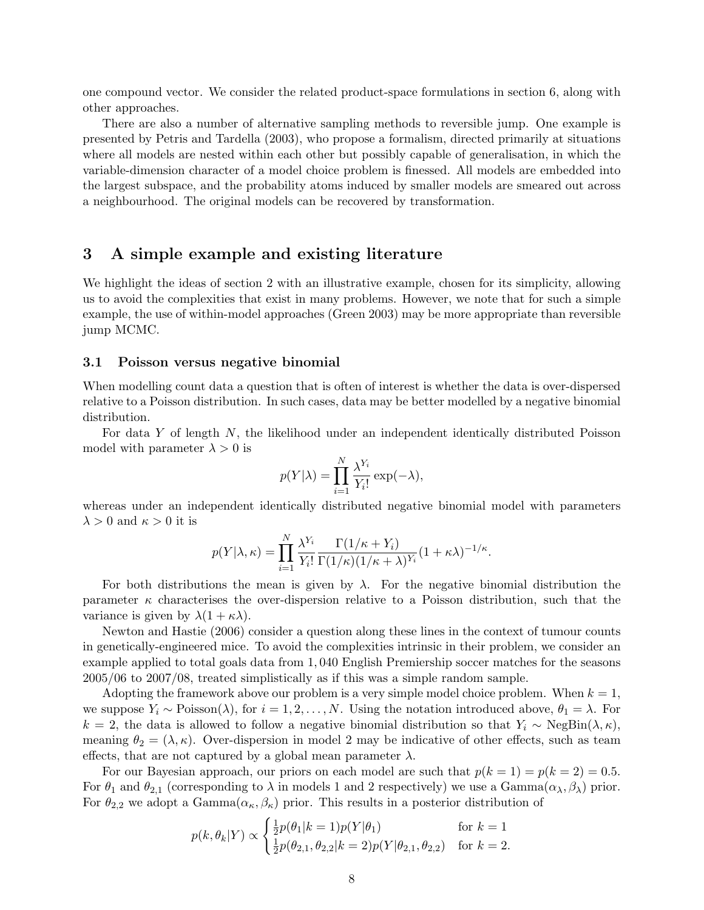one compound vector. We consider the related product-space formulations in section 6, along with other approaches.

There are also a number of alternative sampling methods to reversible jump. One example is presented by Petris and Tardella (2003), who propose a formalism, directed primarily at situations where all models are nested within each other but possibly capable of generalisation, in which the variable-dimension character of a model choice problem is finessed. All models are embedded into the largest subspace, and the probability atoms induced by smaller models are smeared out across a neighbourhood. The original models can be recovered by transformation.

## 3 A simple example and existing literature

We highlight the ideas of section 2 with an illustrative example, chosen for its simplicity, allowing us to avoid the complexities that exist in many problems. However, we note that for such a simple example, the use of within-model approaches (Green 2003) may be more appropriate than reversible jump MCMC.

### 3.1 Poisson versus negative binomial

When modelling count data a question that is often of interest is whether the data is over-dispersed relative to a Poisson distribution. In such cases, data may be better modelled by a negative binomial distribution.

For data $Y$ of length $N$, the likelihood under an independent identically distributed Poisson model with parameter $\lambda > 0$ is

$$p(Y|\lambda) = \prod_{i=1}^{N} \frac{\lambda^{Y_i}}{Y_i!} \exp(-\lambda),$$

whereas under an independent identically distributed negative binomial model with parameters $\lambda > 0$ and $\kappa > 0$ it is

$$p(Y|\lambda, \kappa) = \prod_{i=1}^{N} \frac{\lambda^{Y_i}}{Y_i!} \frac{\Gamma(1/\kappa + Y_i)}{\Gamma(1/\kappa)(1/\kappa + \lambda)^{Y_i}} (1 + \kappa\lambda)^{-1/\kappa}.$$

For both distributions the mean is given by $\lambda$. For the negative binomial distribution the parameter $\kappa$ characterises the over-dispersion relative to a Poisson distribution, such that the variance is given by $\lambda(1 + \kappa\lambda)$.

Newton and Hastie (2006) consider a question along these lines in the context of tumour counts in genetically-engineered mice. To avoid the complexities intrinsic in their problem, we consider an example applied to total goals data from 1,040 English Premiership soccer matches for the seasons 2005/06 to 2007/08, treated simplistically as if this was a simple random sample.

Adopting the framework above our problem is a very simple model choice problem. When $k = 1$, we suppose $Y_i \sim \text{Poisson}(\lambda)$, for $i = 1, 2, \ldots, N$. Using the notation introduced above, $\theta_1 = \lambda$. For $k = 2$, the data is allowed to follow a negative binomial distribution so that $Y_i \sim \text{NegBin}(\lambda, \kappa)$, meaning $\theta_2 = (\lambda, \kappa)$. Over-dispersion in model 2 may be indicative of other effects, such as team effects, that are not captured by a global mean parameter $\lambda$.

For our Bayesian approach, our priors on each model are such that $p(k = 1) = p(k = 2) = 0.5$. For $\theta_1$ and $\theta_{2,1}$ (corresponding to $\lambda$ in models 1 and 2 respectively) we use a Gamma$(\alpha_\lambda, \beta_\lambda)$ prior. For $\theta_{2,2}$ we adopt a Gamma$(\alpha_\kappa, \beta_\kappa)$ prior. This results in a posterior distribution of

$$p(k, \theta_k|Y) \propto \begin{cases} \frac{1}{2} p(\theta_1|k = 1) p(Y|\theta_1) & \text{for } k = 1 \\ \frac{1}{2} p(\theta_{2,1}, \theta_{2,2}|k = 2) p(Y|\theta_{2,1}, \theta_{2,2}) & \text{for } k = 2. \end{cases}$$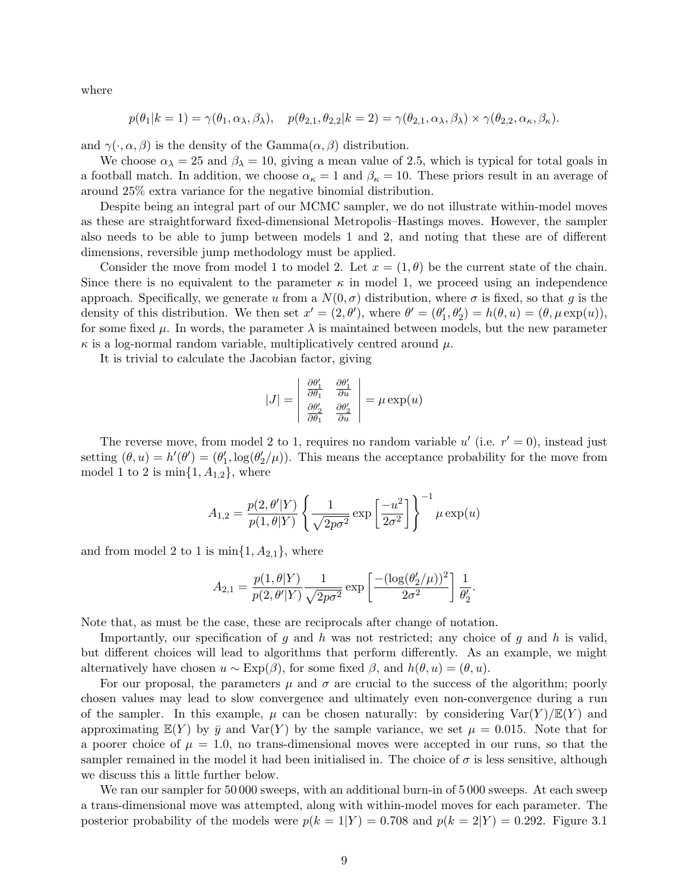where

$$p(\theta_1|k=1) = \gamma(\theta_1, \alpha_\lambda, \beta_\lambda), \quad p(\theta_{2,1}, \theta_{2,2}|k=2) = \gamma(\theta_{2,1}, \alpha_\lambda, \beta_\lambda) \times \gamma(\theta_{2,2}, \alpha_\kappa, \beta_\kappa).$$

and $\gamma(\cdot, \alpha, \beta)$ is the density of the Gamma$(\alpha, \beta)$ distribution.

We choose $\alpha_\lambda = 25$ and $\beta_\lambda = 10$, giving a mean value of 2.5, which is typical for total goals in a football match. In addition, we choose $\alpha_\kappa = 1$ and $\beta_\kappa = 10$. These priors result in an average of around 25% extra variance for the negative binomial distribution.

Despite being an integral part of our MCMC sampler, we do not illustrate within-model moves as these are straightforward fixed-dimensional Metropolis–Hastings moves. However, the sampler also needs to be able to jump between models 1 and 2, and noting that these are of different dimensions, reversible jump methodology must be applied.

Consider the move from model 1 to model 2. Let $x = (1, \theta)$ be the current state of the chain. Since there is no equivalent to the parameter $\kappa$ in model 1, we proceed using an independence approach. Specifically, we generate $u$ from a $N(0, \sigma)$ distribution, where $\sigma$ is fixed, so that $g$ is the density of this distribution. We then set $x' = (2, \theta')$, where $\theta' = (\theta'_1, \theta'_2) = h(\theta, u) = (\theta, \mu \exp(u))$, for some fixed $\mu$. In words, the parameter $\lambda$ is maintained between models, but the new parameter $\kappa$ is a log-normal random variable, multiplicatively centred around $\mu$.

It is trivial to calculate the Jacobian factor, giving

$$|J| = \begin{vmatrix} \frac{\partial \theta'_1}{\partial \theta_1} & \frac{\partial \theta'_1}{\partial u} \\ \frac{\partial \theta'_2}{\partial \theta_1} & \frac{\partial \theta'_2}{\partial u} \end{vmatrix} = \mu \exp(u)$$

The reverse move, from model 2 to 1, requires no random variable $u'$ (i.e. $r' = 0$), instead just setting $(\theta, u) = h'(\theta') = (\theta'_1, \log(\theta'_2/\mu))$. This means the acceptance probability for the move from model 1 to 2 is $\min\{1, A_{1,2}\}$, where

$$A_{1,2} = \frac{p(2, \theta'|Y)}{p(1, \theta|Y)} \left\{ \frac{1}{\sqrt{2p\sigma^2}} \exp\left[\frac{-u^2}{2\sigma^2}\right] \right\}^{-1} \mu \exp(u)$$

and from model 2 to 1 is $\min\{1, A_{2,1}\}$, where

$$A_{2,1} = \frac{p(1, \theta|Y)}{p(2, \theta'|Y)} \frac{1}{\sqrt{2p\sigma^2}} \exp\left[\frac{-(\log(\theta'_2/\mu))^2}{2\sigma^2}\right] \frac{1}{\theta'_2}.$$

Note that, as must be the case, these are reciprocals after change of notation.

Importantly, our specification of $g$ and $h$ was not restricted; any choice of $g$ and $h$ is valid, but different choices will lead to algorithms that perform differently. As an example, we might alternatively have chosen $u \sim \text{Exp}(\beta)$, for some fixed $\beta$, and $h(\theta, u) = (\theta, u)$.

For our proposal, the parameters $\mu$ and $\sigma$ are crucial to the success of the algorithm; poorly chosen values may lead to slow convergence and ultimately even non-convergence during a run of the sampler. In this example, $\mu$ can be chosen naturally: by considering $\text{Var}(Y)/\mathbb{E}(Y)$ and approximating $\mathbb{E}(Y)$ by $\bar{y}$ and $\text{Var}(Y)$ by the sample variance, we set $\mu = 0.015$. Note that for a poorer choice of $\mu = 1.0$, no trans-dimensional moves were accepted in our runs, so that the sampler remained in the model it had been initialised in. The choice of $\sigma$ is less sensitive, although we discuss this a little further below.

We ran our sampler for 50 000 sweeps, with an additional burn-in of 5 000 sweeps. At each sweep a trans-dimensional move was attempted, along with within-model moves for each parameter. The posterior probability of the models were $p(k = 1|Y) = 0.708$ and $p(k = 2|Y) = 0.292$. Figure 3.1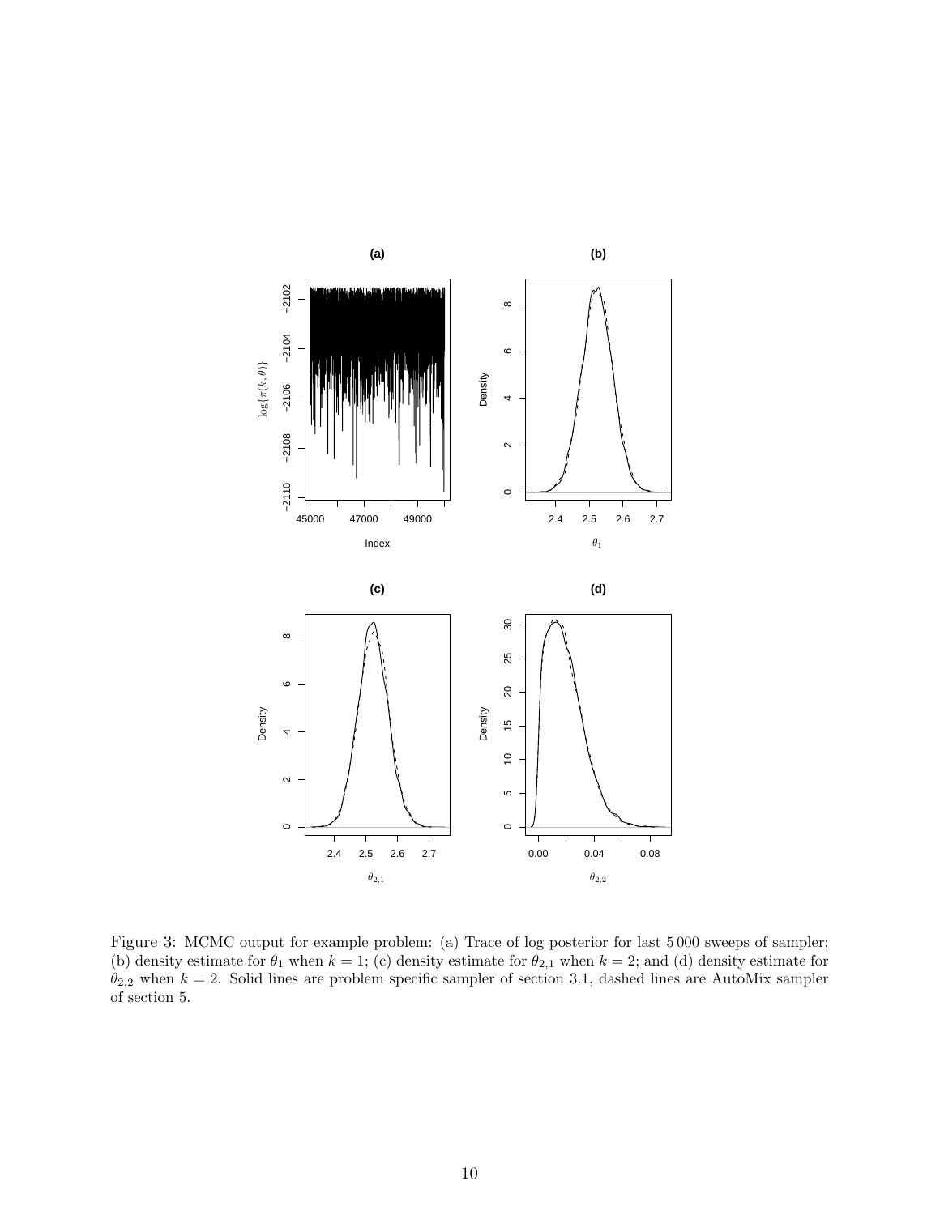Figure 3: MCMC output for example problem: (a) Trace of log posterior for last 5 000 sweeps of sampler; (b) density estimate for $\theta_1$ when $k = 1$; (c) density estimate for $\theta_{2,1}$ when $k = 2$; and (d) density estimate for $\theta_{2,2}$ when $k = 2$. Solid lines are problem specific sampler of section 3.1, dashed lines are AutoMix sampler of section 5.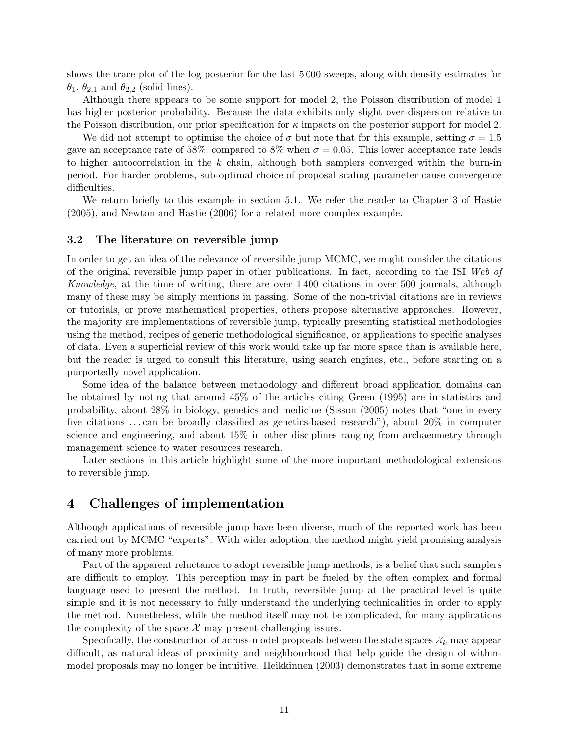shows the trace plot of the log posterior for the last 5 000 sweeps, along with density estimates for $\theta_1$, $\theta_{2,1}$ and $\theta_{2,2}$ (solid lines).

Although there appears to be some support for model 2, the Poisson distribution of model 1 has higher posterior probability. Because the data exhibits only slight over-dispersion relative to the Poisson distribution, our prior specification for $\kappa$ impacts on the posterior support for model 2.

We did not attempt to optimise the choice of $\sigma$ but note that for this example, setting $\sigma = 1.5$ gave an acceptance rate of 58%, compared to 8% when $\sigma = 0.05$. This lower acceptance rate leads to higher autocorrelation in the $k$ chain, although both samplers converged within the burn-in period. For harder problems, sub-optimal choice of proposal scaling parameter cause convergence difficulties.

We return briefly to this example in section 5.1. We refer the reader to Chapter 3 of Hastie (2005), and Newton and Hastie (2006) for a related more complex example.

### 3.2 The literature on reversible jump

In order to get an idea of the relevance of reversible jump MCMC, we might consider the citations of the original reversible jump paper in other publications. In fact, according to the ISI *Web of Knowledge*, at the time of writing, there are over 1 400 citations in over 500 journals, although many of these may be simply mentions in passing. Some of the non-trivial citations are in reviews or tutorials, or prove mathematical properties, others propose alternative approaches. However, the majority are implementations of reversible jump, typically presenting statistical methodologies using the method, recipes of generic methodological significance, or applications to specific analyses of data. Even a superficial review of this work would take up far more space than is available here, but the reader is urged to consult this literature, using search engines, etc., before starting on a purportedly novel application.

Some idea of the balance between methodology and different broad application domains can be obtained by noting that around 45% of the articles citing Green (1995) are in statistics and probability, about 28% in biology, genetics and medicine (Sisson (2005) notes that "one in every five citations ... can be broadly classified as genetics-based research"), about 20% in computer science and engineering, and about 15% in other disciplines ranging from archaeometry through management science to water resources research.

Later sections in this article highlight some of the more important methodological extensions to reversible jump.

## 4 Challenges of implementation

Although applications of reversible jump have been diverse, much of the reported work has been carried out by MCMC "experts". With wider adoption, the method might yield promising analysis of many more problems.

Part of the apparent reluctance to adopt reversible jump methods, is a belief that such samplers are difficult to employ. This perception may in part be fueled by the often complex and formal language used to present the method. In truth, reversible jump at the practical level is quite simple and it is not necessary to fully understand the underlying technicalities in order to apply the method. Nonetheless, while the method itself may not be complicated, for many applications the complexity of the space $\mathcal{X}$ may present challenging issues.

Specifically, the construction of across-model proposals between the state spaces $\mathcal{X}_k$ may appear difficult, as natural ideas of proximity and neighbourhood that help guide the design of within-model proposals may no longer be intuitive. Heikkinnen (2003) demonstrates that in some extreme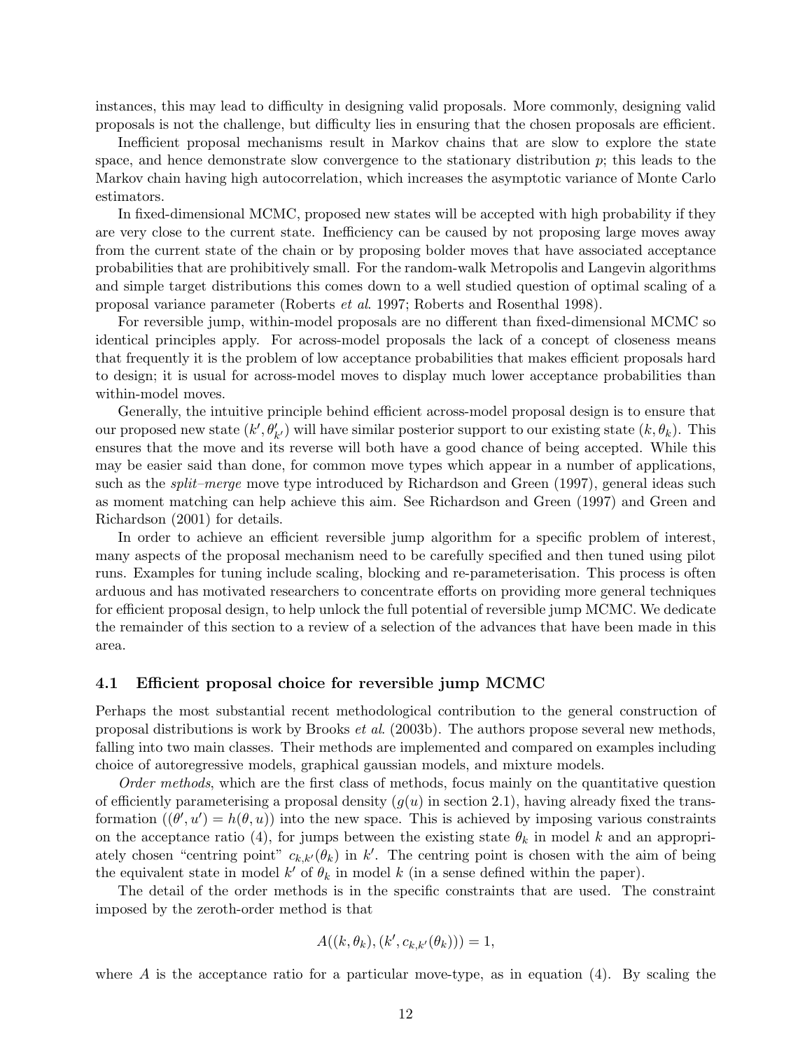instances, this may lead to difficulty in designing valid proposals. More commonly, designing valid proposals is not the challenge, but difficulty lies in ensuring that the chosen proposals are efficient.

Inefficient proposal mechanisms result in Markov chains that are slow to explore the state space, and hence demonstrate slow convergence to the stationary distribution $p$; this leads to the Markov chain having high autocorrelation, which increases the asymptotic variance of Monte Carlo estimators.

In fixed-dimensional MCMC, proposed new states will be accepted with high probability if they are very close to the current state. Inefficiency can be caused by not proposing large moves away from the current state of the chain or by proposing bolder moves that have associated acceptance probabilities that are prohibitively small. For the random-walk Metropolis and Langevin algorithms and simple target distributions this comes down to a well studied question of optimal scaling of a proposal variance parameter (Roberts *et al*. 1997; Roberts and Rosenthal 1998).

For reversible jump, within-model proposals are no different than fixed-dimensional MCMC so identical principles apply. For across-model proposals the lack of a concept of closeness means that frequently it is the problem of low acceptance probabilities that makes efficient proposals hard to design; it is usual for across-model moves to display much lower acceptance probabilities than within-model moves.

Generally, the intuitive principle behind efficient across-model proposal design is to ensure that our proposed new state $(k', \theta'_{k'})$ will have similar posterior support to our existing state $(k, \theta_k)$. This ensures that the move and its reverse will both have a good chance of being accepted. While this may be easier said than done, for common move types which appear in a number of applications, such as the *split–merge* move type introduced by Richardson and Green (1997), general ideas such as moment matching can help achieve this aim. See Richardson and Green (1997) and Green and Richardson (2001) for details.

In order to achieve an efficient reversible jump algorithm for a specific problem of interest, many aspects of the proposal mechanism need to be carefully specified and then tuned using pilot runs. Examples for tuning include scaling, blocking and re-parameterisation. This process is often arduous and has motivated researchers to concentrate efforts on providing more general techniques for efficient proposal design, to help unlock the full potential of reversible jump MCMC. We dedicate the remainder of this section to a review of a selection of the advances that have been made in this area.

### 4.1 Efficient proposal choice for reversible jump MCMC

Perhaps the most substantial recent methodological contribution to the general construction of proposal distributions is work by Brooks *et al*. (2003b). The authors propose several new methods, falling into two main classes. Their methods are implemented and compared on examples including choice of autoregressive models, graphical gaussian models, and mixture models.

*Order methods*, which are the first class of methods, focus mainly on the quantitative question of efficiently parameterising a proposal density ($g(u)$ in section 2.1), having already fixed the transformation ($(\theta', u') = h(\theta, u)$) into the new space. This is achieved by imposing various constraints on the acceptance ratio (4), for jumps between the existing state $\theta_k$ in model $k$ and an appropriately chosen "centring point" $c_{k,k'}(\theta_k)$ in $k'$. The centring point is chosen with the aim of being the equivalent state in model $k'$ of $\theta_k$ in model $k$ (in a sense defined within the paper).

The detail of the order methods is in the specific constraints that are used. The constraint imposed by the zeroth-order method is that

$$A((k, \theta_k), (k', c_{k,k'}(\theta_k))) = 1,$$

where $A$ is the acceptance ratio for a particular move-type, as in equation (4). By scaling the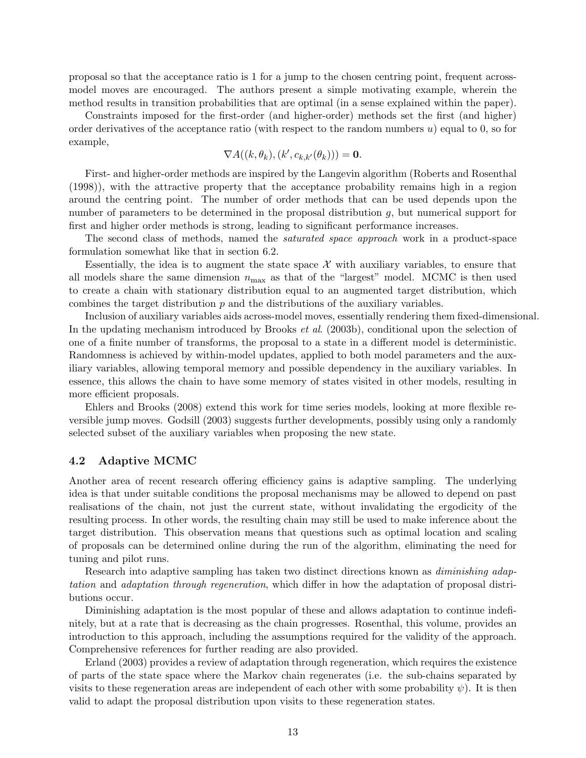proposal so that the acceptance ratio is 1 for a jump to the chosen centring point, frequent across-model moves are encouraged. The authors present a simple motivating example, wherein the method results in transition probabilities that are optimal (in a sense explained within the paper).

Constraints imposed for the first-order (and higher-order) methods set the first (and higher) order derivatives of the acceptance ratio (with respect to the random numbers $u$) equal to 0, so for example,

$$\nabla A((k, \theta_k), (k', c_{k,k'}(\theta_k))) = \mathbf{0}.$$

First- and higher-order methods are inspired by the Langevin algorithm (Roberts and Rosenthal (1998)), with the attractive property that the acceptance probability remains high in a region around the centring point. The number of order methods that can be used depends upon the number of parameters to be determined in the proposal distribution $g$, but numerical support for first and higher order methods is strong, leading to significant performance increases.

The second class of methods, named the *saturated space approach* work in a product-space formulation somewhat like that in section 6.2.

Essentially, the idea is to augment the state space $\mathcal{X}$ with auxiliary variables, to ensure that all models share the same dimension $n_{\max}$ as that of the "largest" model. MCMC is then used to create a chain with stationary distribution equal to an augmented target distribution, which combines the target distribution $p$ and the distributions of the auxiliary variables.

Inclusion of auxiliary variables aids across-model moves, essentially rendering them fixed-dimensional. In the updating mechanism introduced by Brooks *et al*. (2003b), conditional upon the selection of one of a finite number of transforms, the proposal to a state in a different model is deterministic. Randomness is achieved by within-model updates, applied to both model parameters and the auxiliary variables, allowing temporal memory and possible dependency in the auxiliary variables. In essence, this allows the chain to have some memory of states visited in other models, resulting in more efficient proposals.

Ehlers and Brooks (2008) extend this work for time series models, looking at more flexible reversible jump moves. Godsill (2003) suggests further developments, possibly using only a randomly selected subset of the auxiliary variables when proposing the new state.

### 4.2 Adaptive MCMC

Another area of recent research offering efficiency gains is adaptive sampling. The underlying idea is that under suitable conditions the proposal mechanisms may be allowed to depend on past realisations of the chain, not just the current state, without invalidating the ergodicity of the resulting process. In other words, the resulting chain may still be used to make inference about the target distribution. This observation means that questions such as optimal location and scaling of proposals can be determined online during the run of the algorithm, eliminating the need for tuning and pilot runs.

Research into adaptive sampling has taken two distinct directions known as *diminishing adaptation* and *adaptation through regeneration*, which differ in how the adaptation of proposal distributions occur.

Diminishing adaptation is the most popular of these and allows adaptation to continue indefinitely, but at a rate that is decreasing as the chain progresses. Rosenthal, this volume, provides an introduction to this approach, including the assumptions required for the validity of the approach. Comprehensive references for further reading are also provided.

Erland (2003) provides a review of adaptation through regeneration, which requires the existence of parts of the state space where the Markov chain regenerates (i.e. the sub-chains separated by visits to these regeneration areas are independent of each other with some probability $\psi$). It is then valid to adapt the proposal distribution upon visits to these regeneration states.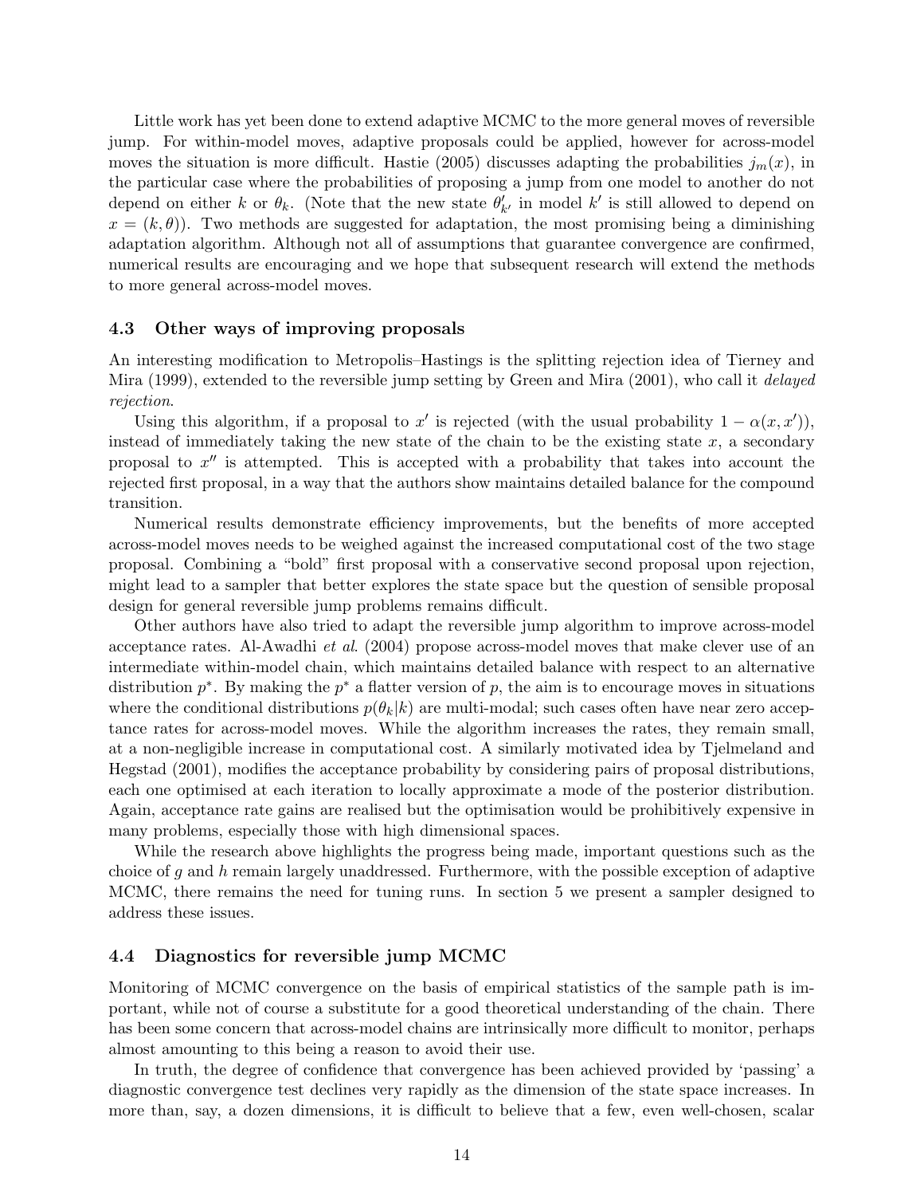Little work has yet been done to extend adaptive MCMC to the more general moves of reversible jump. For within-model moves, adaptive proposals could be applied, however for across-model moves the situation is more difficult. Hastie (2005) discusses adapting the probabilities $j_m(x)$, in the particular case where the probabilities of proposing a jump from one model to another do not depend on either $k$ or $\theta_k$. (Note that the new state $\theta'_{k'}$ in model $k'$ is still allowed to depend on $x = (k, \theta)$). Two methods are suggested for adaptation, the most promising being a diminishing adaptation algorithm. Although not all of assumptions that guarantee convergence are confirmed, numerical results are encouraging and we hope that subsequent research will extend the methods to more general across-model moves.

### 4.3 Other ways of improving proposals

An interesting modification to Metropolis–Hastings is the splitting rejection idea of Tierney and Mira (1999), extended to the reversible jump setting by Green and Mira (2001), who call it *delayed rejection*.

Using this algorithm, if a proposal to $x'$ is rejected (with the usual probability $1 - \alpha(x, x')$), instead of immediately taking the new state of the chain to be the existing state $x$, a secondary proposal to $x''$ is attempted. This is accepted with a probability that takes into account the rejected first proposal, in a way that the authors show maintains detailed balance for the compound transition.

Numerical results demonstrate efficiency improvements, but the benefits of more accepted across-model moves needs to be weighed against the increased computational cost of the two stage proposal. Combining a "bold" first proposal with a conservative second proposal upon rejection, might lead to a sampler that better explores the state space but the question of sensible proposal design for general reversible jump problems remains difficult.

Other authors have also tried to adapt the reversible jump algorithm to improve across-model acceptance rates. Al-Awadhi *et al*. (2004) propose across-model moves that make clever use of an intermediate within-model chain, which maintains detailed balance with respect to an alternative distribution $p^*$. By making the $p^*$ a flatter version of $p$, the aim is to encourage moves in situations where the conditional distributions $p(\theta_k|k)$ are multi-modal; such cases often have near zero acceptance rates for across-model moves. While the algorithm increases the rates, they remain small, at a non-negligible increase in computational cost. A similarly motivated idea by Tjelmeland and Hegstad (2001), modifies the acceptance probability by considering pairs of proposal distributions, each one optimised at each iteration to locally approximate a mode of the posterior distribution. Again, acceptance rate gains are realised but the optimisation would be prohibitively expensive in many problems, especially those with high dimensional spaces.

While the research above highlights the progress being made, important questions such as the choice of $g$ and $h$ remain largely unaddressed. Furthermore, with the possible exception of adaptive MCMC, there remains the need for tuning runs. In section 5 we present a sampler designed to address these issues.

### 4.4 Diagnostics for reversible jump MCMC

Monitoring of MCMC convergence on the basis of empirical statistics of the sample path is important, while not of course a substitute for a good theoretical understanding of the chain. There has been some concern that across-model chains are intrinsically more difficult to monitor, perhaps almost amounting to this being a reason to avoid their use.

In truth, the degree of confidence that convergence has been achieved provided by 'passing' a diagnostic convergence test declines very rapidly as the dimension of the state space increases. In more than, say, a dozen dimensions, it is difficult to believe that a few, even well-chosen, scalar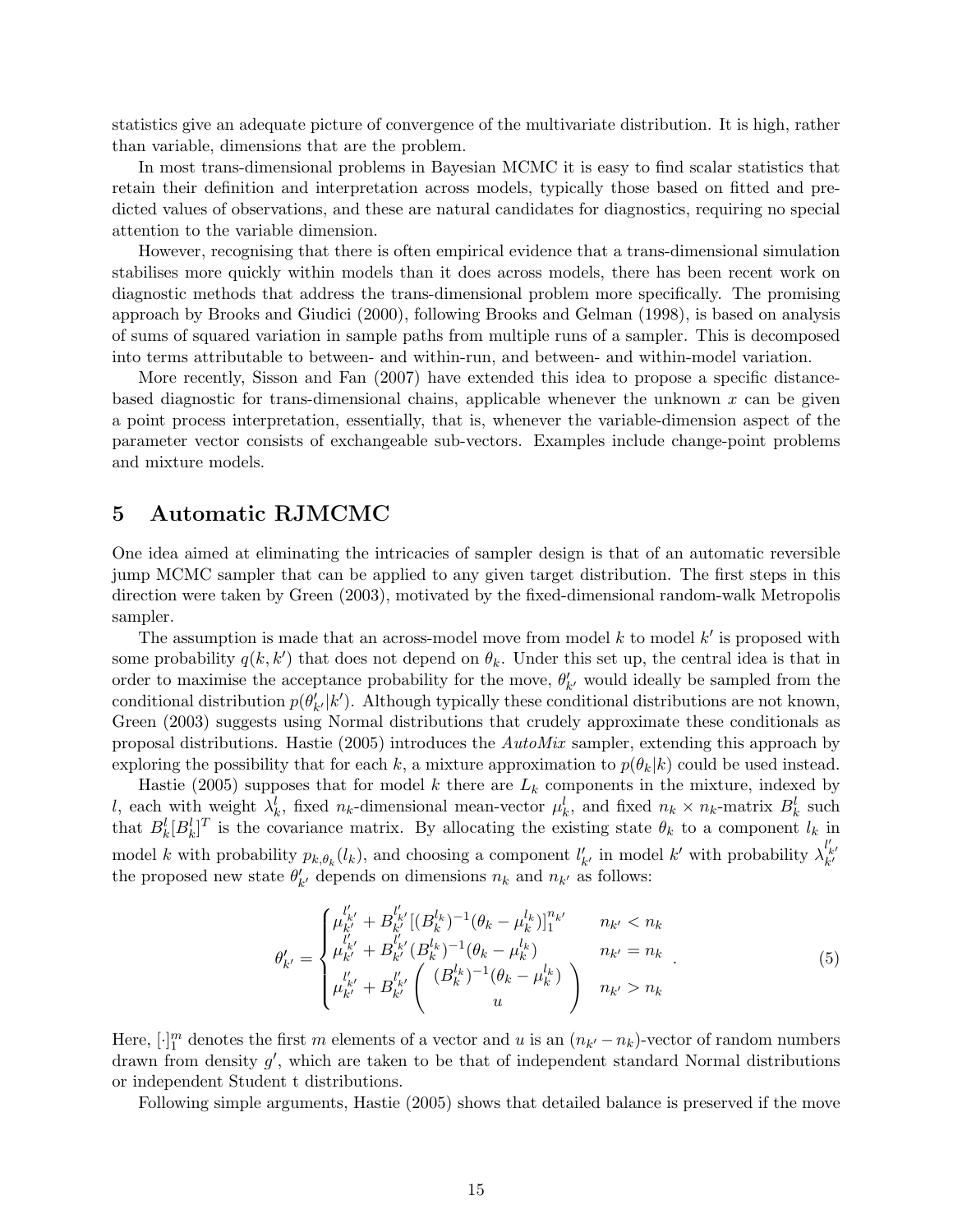statistics give an adequate picture of convergence of the multivariate distribution. It is high, rather than variable, dimensions that are the problem.

In most trans-dimensional problems in Bayesian MCMC it is easy to find scalar statistics that retain their definition and interpretation across models, typically those based on fitted and predicted values of observations, and these are natural candidates for diagnostics, requiring no special attention to the variable dimension.

However, recognising that there is often empirical evidence that a trans-dimensional simulation stabilises more quickly within models than it does across models, there has been recent work on diagnostic methods that address the trans-dimensional problem more specifically. The promising approach by Brooks and Giudici (2000), following Brooks and Gelman (1998), is based on analysis of sums of squared variation in sample paths from multiple runs of a sampler. This is decomposed into terms attributable to between- and within-run, and between- and within-model variation.

More recently, Sisson and Fan (2007) have extended this idea to propose a specific distance-based diagnostic for trans-dimensional chains, applicable whenever the unknown $x$ can be given a point process interpretation, essentially, that is, whenever the variable-dimension aspect of the parameter vector consists of exchangeable sub-vectors. Examples include change-point problems and mixture models.

## 5 Automatic RJMCMC

One idea aimed at eliminating the intricacies of sampler design is that of an automatic reversible jump MCMC sampler that can be applied to any given target distribution. The first steps in this direction were taken by Green (2003), motivated by the fixed-dimensional random-walk Metropolis sampler.

The assumption is made that an across-model move from model $k$ to model $k'$ is proposed with some probability $q(k, k')$ that does not depend on $\theta_k$. Under this set up, the central idea is that in order to maximise the acceptance probability for the move, $\theta'_{k'}$ would ideally be sampled from the conditional distribution $p(\theta'_{k'}|k')$. Although typically these conditional distributions are not known, Green (2003) suggests using Normal distributions that crudely approximate these conditionals as proposal distributions. Hastie (2005) introduces the *AutoMix* sampler, extending this approach by exploring the possibility that for each $k$, a mixture approximation to $p(\theta_k|k)$ could be used instead.

Hastie (2005) supposes that for model $k$ there are $L_k$ components in the mixture, indexed by $l$, each with weight $\lambda_k^l$, fixed $n_k$-dimensional mean-vector $\mu_k^l$, and fixed $n_k \times n_k$-matrix $B_k^l$ such that $B_k^l [B_k^l]^T$ is the covariance matrix. By allocating the existing state $\theta_k$ to a component $l_k$ in model $k$ with probability $p_{k,\theta_k}(l_k)$, and choosing a component $l'_{k'}$ in model $k'$ with probability $\lambda_{k'}^{l'_{k'}}$ the proposed new state $\theta'_{k'}$ depends on dimensions $n_k$ and $n_{k'}$ as follows:

$$\theta'_{k'} = \begin{cases} \mu_{k'}^{l'_{k'}} + B_{k'}^{l'_{k'}} [(B_k^{l_k})^{-1}(\theta_k - \mu_k^{l_k})]_1^{n_{k'}} & n_{k'} < n_k \\ \mu_{k'}^{l'_{k'}} + B_{k'}^{l'_{k'}} (B_k^{l_k})^{-1}(\theta_k - \mu_k^{l_k}) & n_{k'} = n_k \\ \mu_{k'}^{l'_{k'}} + B_{k'}^{l'_{k'}} \begin{pmatrix} (B_k^{l_k})^{-1}(\theta_k - \mu_k^{l_k}) \\ u \end{pmatrix} & n_{k'} > n_k \end{cases} . \tag{5}$$

Here, $[\cdot]_1^m$ denotes the first $m$ elements of a vector and $u$ is an $(n_{k'} - n_k)$-vector of random numbers drawn from density $g'$, which are taken to be that of independent standard Normal distributions or independent Student t distributions.

Following simple arguments, Hastie (2005) shows that detailed balance is preserved if the move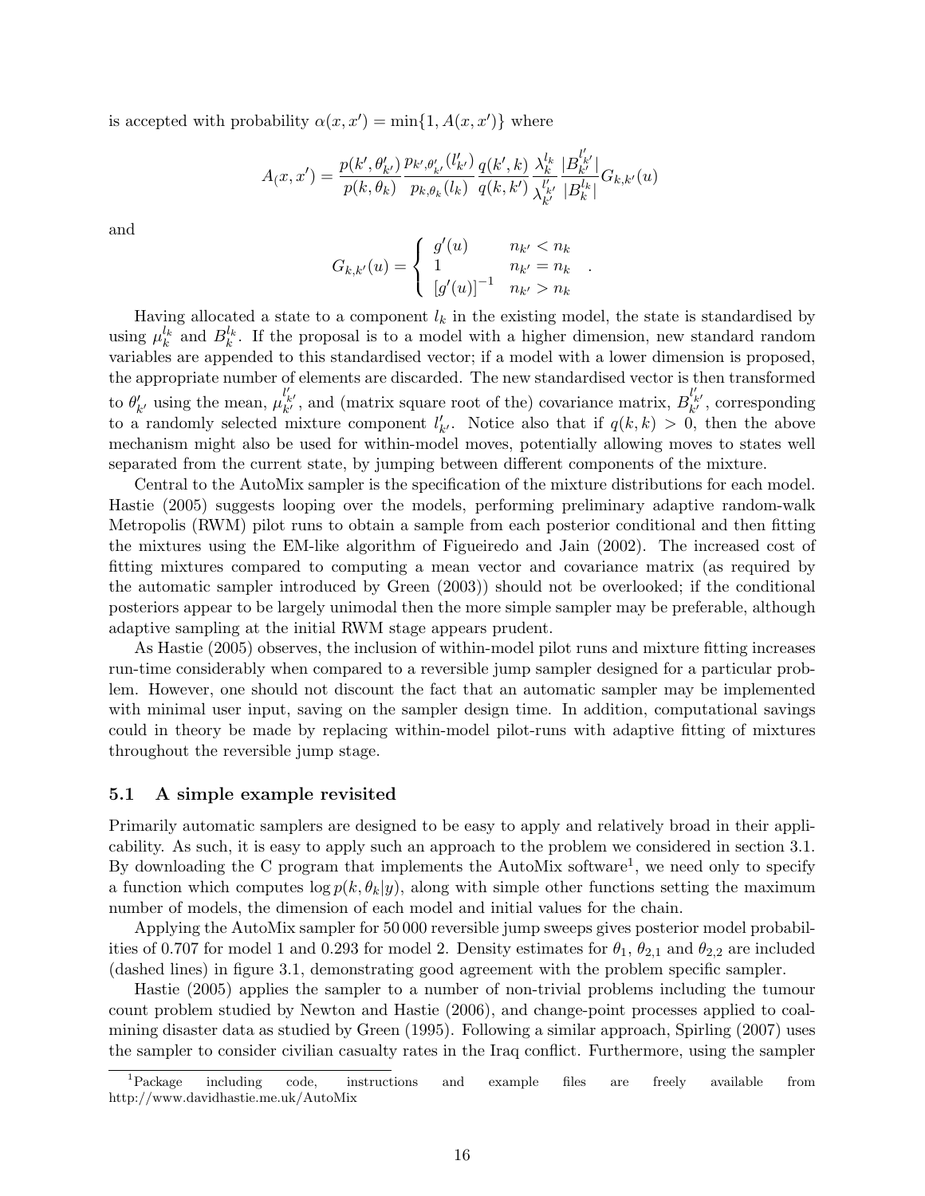is accepted with probability $\alpha(x, x') = \min\{1, A(x, x')\}$ where

$$A_(x, x') = \frac{p(k', \theta'_{k'})}{p(k, \theta_k)} \frac{p_{k',\theta'_{k'}}(l'_{k'})}{p_{k,\theta_k}(l_k)} \frac{q(k', k)}{q(k, k')} \frac{\lambda_k^{l_k}}{\lambda_{k'}^{l'_{k'}}} \frac{|B_{k'}^{l'_{k'}}|}{|B_k^{l_k}|} G_{k,k'}(u)$$

and

$$G_{k,k'}(u) = \begin{cases} g'(u) & n_{k'} < n_k \\ 1 & n_{k'} = n_k \\ [g'(u)]^{-1} & n_{k'} > n_k \end{cases} .$$

Having allocated a state to a component $l_k$ in the existing model, the state is standardised by using $\mu_k^{l_k}$ and $B_k^{l_k}$. If the proposal is to a model with a higher dimension, new standard random variables are appended to this standardised vector; if a model with a lower dimension is proposed, the appropriate number of elements are discarded. The new standardised vector is then transformed to $\theta'_{k'}$ using the mean, $\mu_{k'}^{l'_{k'}}$, and (matrix square root of the) covariance matrix, $B_{k'}^{l'_{k'}}$, corresponding to a randomly selected mixture component $l'_{k'}$. Notice also that if $q(k, k) > 0$, then the above mechanism might also be used for within-model moves, potentially allowing moves to states well separated from the current state, by jumping between different components of the mixture.

Central to the AutoMix sampler is the specification of the mixture distributions for each model. Hastie (2005) suggests looping over the models, performing preliminary adaptive random-walk Metropolis (RWM) pilot runs to obtain a sample from each posterior conditional and then fitting the mixtures using the EM-like algorithm of Figueiredo and Jain (2002). The increased cost of fitting mixtures compared to computing a mean vector and covariance matrix (as required by the automatic sampler introduced by Green (2003)) should not be overlooked; if the conditional posteriors appear to be largely unimodal then the more simple sampler may be preferable, although adaptive sampling at the initial RWM stage appears prudent.

As Hastie (2005) observes, the inclusion of within-model pilot runs and mixture fitting increases run-time considerably when compared to a reversible jump sampler designed for a particular problem. However, one should not discount the fact that an automatic sampler may be implemented with minimal user input, saving on the sampler design time. In addition, computational savings could in theory be made by replacing within-model pilot-runs with adaptive fitting of mixtures throughout the reversible jump stage.

### 5.1 A simple example revisited

Primarily automatic samplers are designed to be easy to apply and relatively broad in their applicability. As such, it is easy to apply such an approach to the problem we considered in section 3.1. By downloading the C program that implements the AutoMix software[1], we need only to specify a function which computes $\log p(k, \theta_k|y)$, along with simple other functions setting the maximum number of models, the dimension of each model and initial values for the chain.

Applying the AutoMix sampler for 50 000 reversible jump sweeps gives posterior model probabilities of 0.707 for model 1 and 0.293 for model 2. Density estimates for $\theta_1$, $\theta_{2,1}$ and $\theta_{2,2}$ are included (dashed lines) in figure 3.1, demonstrating good agreement with the problem specific sampler.

Hastie (2005) applies the sampler to a number of non-trivial problems including the tumour count problem studied by Newton and Hastie (2006), and change-point processes applied to coal-mining disaster data as studied by Green (1995). Following a similar approach, Spirling (2007) uses the sampler to consider civilian casualty rates in the Iraq conflict. Furthermore, using the sampler

[1] Package including code, instructions and example files are freely available from http://www.davidhastie.me.uk/AutoMix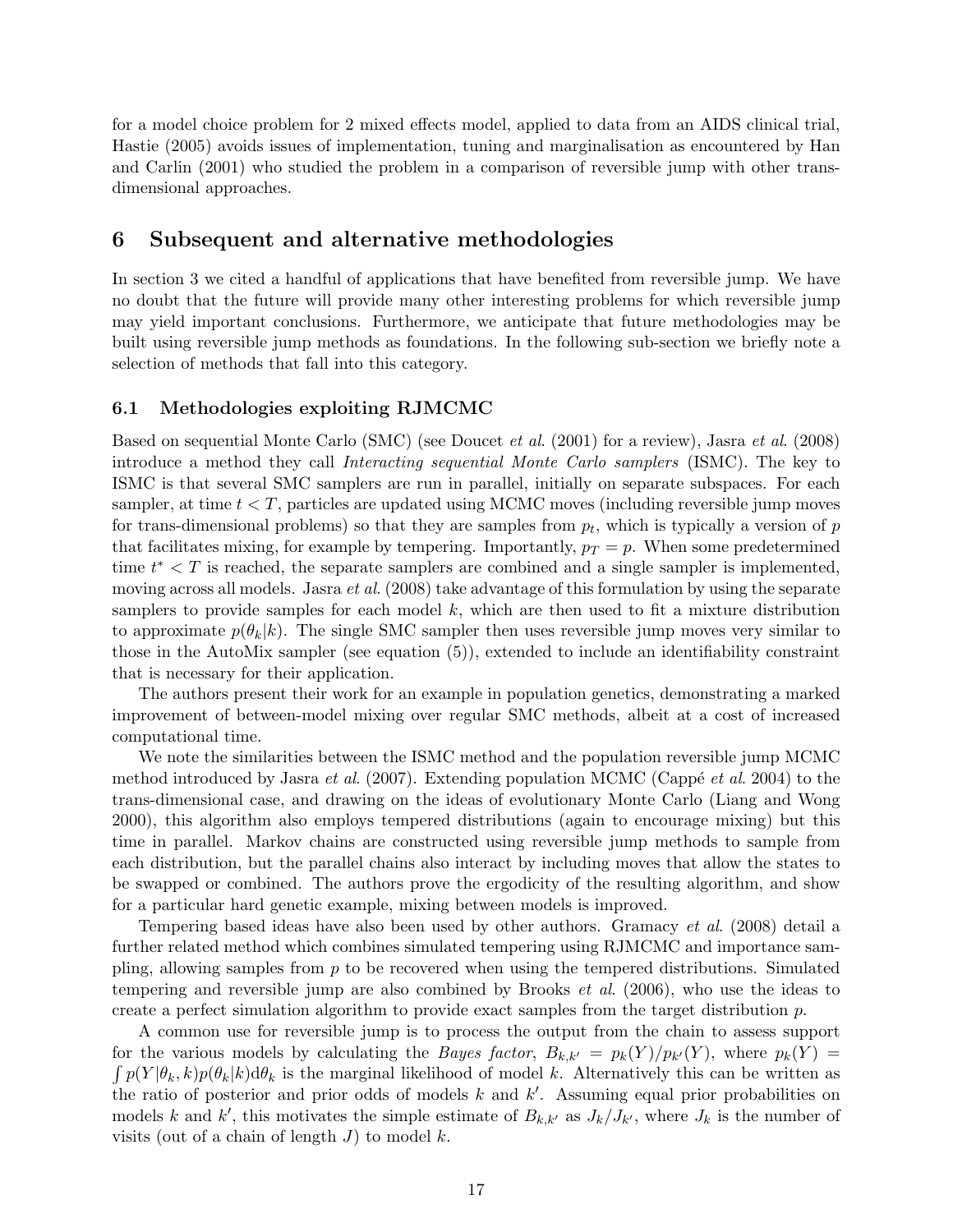for a model choice problem for 2 mixed effects model, applied to data from an AIDS clinical trial, Hastie (2005) avoids issues of implementation, tuning and marginalisation as encountered by Han and Carlin (2001) who studied the problem in a comparison of reversible jump with other trans-dimensional approaches.

## 6 Subsequent and alternative methodologies

In section 3 we cited a handful of applications that have benefited from reversible jump. We have no doubt that the future will provide many other interesting problems for which reversible jump may yield important conclusions. Furthermore, we anticipate that future methodologies may be built using reversible jump methods as foundations. In the following sub-section we briefly note a selection of methods that fall into this category.

### 6.1 Methodologies exploiting RJMCMC

Based on sequential Monte Carlo (SMC) (see Doucet *et al.* (2001) for a review), Jasra *et al.* (2008) introduce a method they call *Interacting sequential Monte Carlo samplers* (ISMC). The key to ISMC is that several SMC samplers are run in parallel, initially on separate subspaces. For each sampler, at time $t < T$, particles are updated using MCMC moves (including reversible jump moves for trans-dimensional problems) so that they are samples from $p_t$, which is typically a version of $p$ that facilitates mixing, for example by tempering. Importantly, $p_T = p$. When some predetermined time $t^* < T$ is reached, the separate samplers are combined and a single sampler is implemented, moving across all models. Jasra *et al.* (2008) take advantage of this formulation by using the separate samplers to provide samples for each model $k$, which are then used to fit a mixture distribution to approximate $p(\theta_k|k)$. The single SMC sampler then uses reversible jump moves very similar to those in the AutoMix sampler (see equation (5)), extended to include an identifiability constraint that is necessary for their application.

The authors present their work for an example in population genetics, demonstrating a marked improvement of between-model mixing over regular SMC methods, albeit at a cost of increased computational time.

We note the similarities between the ISMC method and the population reversible jump MCMC method introduced by Jasra *et al.* (2007). Extending population MCMC (Cappé *et al.* 2004) to the trans-dimensional case, and drawing on the ideas of evolutionary Monte Carlo (Liang and Wong 2000), this algorithm also employs tempered distributions (again to encourage mixing) but this time in parallel. Markov chains are constructed using reversible jump methods to sample from each distribution, but the parallel chains also interact by including moves that allow the states to be swapped or combined. The authors prove the ergodicity of the resulting algorithm, and show for a particular hard genetic example, mixing between models is improved.

Tempering based ideas have also been used by other authors. Gramacy *et al.* (2008) detail a further related method which combines simulated tempering using RJMCMC and importance sampling, allowing samples from $p$ to be recovered when using the tempered distributions. Simulated tempering and reversible jump are also combined by Brooks *et al.* (2006), who use the ideas to create a perfect simulation algorithm to provide exact samples from the target distribution $p$.

A common use for reversible jump is to process the output from the chain to assess support for the various models by calculating the *Bayes factor*, $B_{k,k'} = p_k(Y)/p_{k'}(Y)$, where $p_k(Y) = \int p(Y|\theta_k, k)p(\theta_k|k)\mathrm{d}\theta_k$ is the marginal likelihood of model $k$. Alternatively this can be written as the ratio of posterior and prior odds of models $k$ and $k'$. Assuming equal prior probabilities on models $k$ and $k'$, this motivates the simple estimate of $B_{k,k'}$ as $J_k/J_{k'}$, where $J_k$ is the number of visits (out of a chain of length $J$) to model $k$.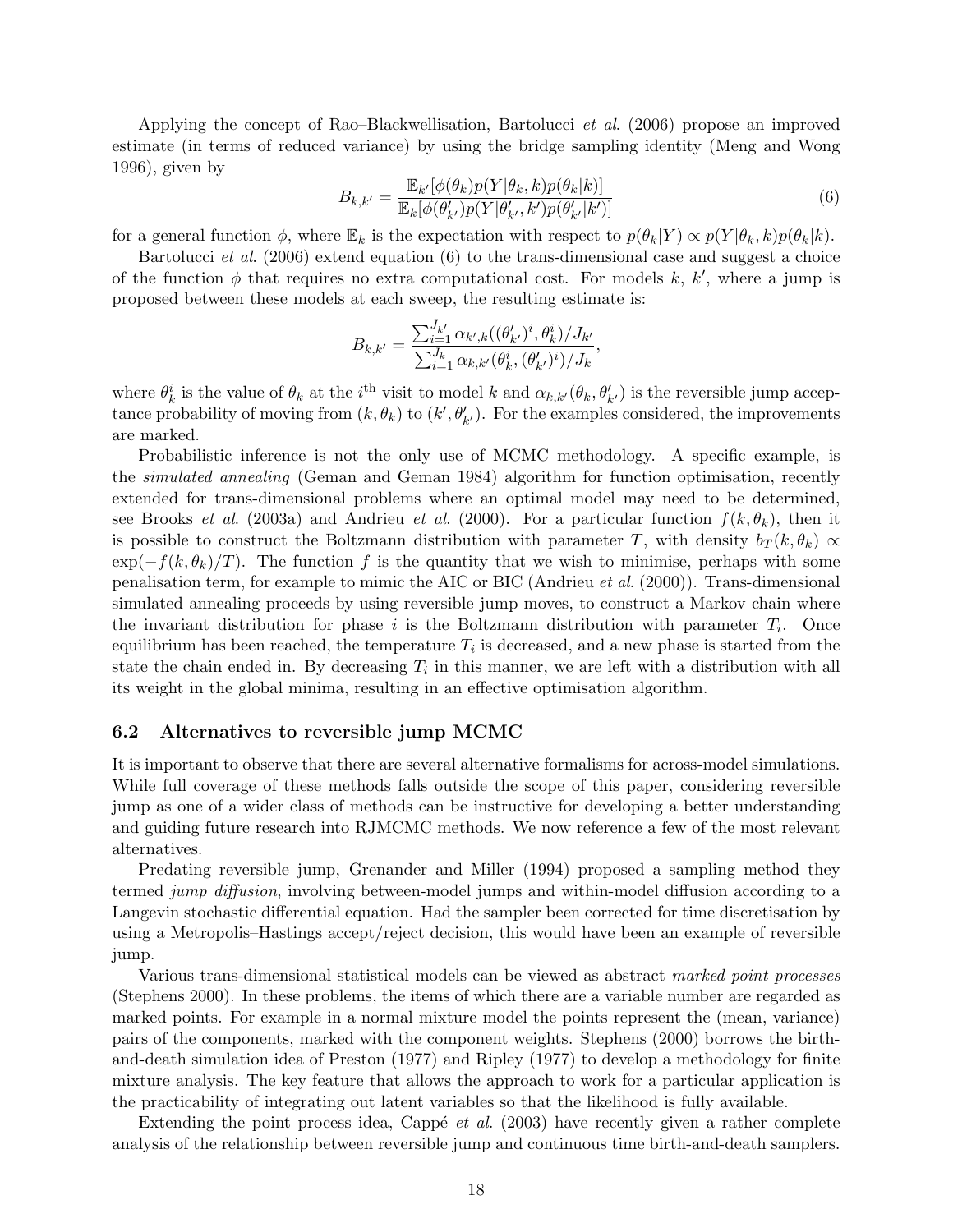Applying the concept of Rao–Blackwellisation, Bartolucci *et al.* (2006) propose an improved estimate (in terms of reduced variance) by using the bridge sampling identity (Meng and Wong 1996), given by

$$B_{k,k'} = \frac{\mathbb{E}_{k'}[\phi(\theta_k)p(Y|\theta_k,k)p(\theta_k|k)]}{\mathbb{E}_k[\phi(\theta'_{k'})p(Y|\theta'_{k'},k')p(\theta'_{k'}|k')]} \tag{6}$$

for a general function $\phi$, where $\mathbb{E}_k$ is the expectation with respect to $p(\theta_k|Y) \propto p(Y|\theta_k,k)p(\theta_k|k)$.

Bartolucci *et al.* (2006) extend equation (6) to the trans-dimensional case and suggest a choice of the function $\phi$ that requires no extra computational cost. For models $k$, $k'$, where a jump is proposed between these models at each sweep, the resulting estimate is:

$$B_{k,k'} = \frac{\sum_{i=1}^{J_{k'}} \alpha_{k',k}((\theta'_{k'})^i, \theta_k^i)/J_{k'}}{\sum_{i=1}^{J_k} \alpha_{k,k'}(\theta_k^i, (\theta'_{k'})^i)/J_k},$$

where $\theta_k^i$ is the value of $\theta_k$ at the $i^{\text{th}}$ visit to model $k$ and $\alpha_{k,k'}(\theta_k, \theta'_{k'})$ is the reversible jump acceptance probability of moving from $(k, \theta_k)$ to $(k', \theta'_{k'})$. For the examples considered, the improvements are marked.

Probabilistic inference is not the only use of MCMC methodology. A specific example, is the *simulated annealing* (Geman and Geman 1984) algorithm for function optimisation, recently extended for trans-dimensional problems where an optimal model may need to be determined, see Brooks *et al.* (2003a) and Andrieu *et al.* (2000). For a particular function $f(k, \theta_k)$, then it is possible to construct the Boltzmann distribution with parameter $T$, with density $b_T(k, \theta_k) \propto \exp(-f(k, \theta_k)/T)$. The function $f$ is the quantity that we wish to minimise, perhaps with some penalisation term, for example to mimic the AIC or BIC (Andrieu *et al.* (2000)). Trans-dimensional simulated annealing proceeds by using reversible jump moves, to construct a Markov chain where the invariant distribution for phase $i$ is the Boltzmann distribution with parameter $T_i$. Once equilibrium has been reached, the temperature $T_i$ is decreased, and a new phase is started from the state the chain ended in. By decreasing $T_i$ in this manner, we are left with a distribution with all its weight in the global minima, resulting in an effective optimisation algorithm.

### 6.2 Alternatives to reversible jump MCMC

It is important to observe that there are several alternative formalisms for across-model simulations. While full coverage of these methods falls outside the scope of this paper, considering reversible jump as one of a wider class of methods can be instructive for developing a better understanding and guiding future research into RJMCMC methods. We now reference a few of the most relevant alternatives.

Predating reversible jump, Grenander and Miller (1994) proposed a sampling method they termed *jump diffusion*, involving between-model jumps and within-model diffusion according to a Langevin stochastic differential equation. Had the sampler been corrected for time discretisation by using a Metropolis–Hastings accept/reject decision, this would have been an example of reversible jump.

Various trans-dimensional statistical models can be viewed as abstract *marked point processes* (Stephens 2000). In these problems, the items of which there are a variable number are regarded as marked points. For example in a normal mixture model the points represent the (mean, variance) pairs of the components, marked with the component weights. Stephens (2000) borrows the birth-and-death simulation idea of Preston (1977) and Ripley (1977) to develop a methodology for finite mixture analysis. The key feature that allows the approach to work for a particular application is the practicability of integrating out latent variables so that the likelihood is fully available.

Extending the point process idea, Cappé *et al.* (2003) have recently given a rather complete analysis of the relationship between reversible jump and continuous time birth-and-death samplers.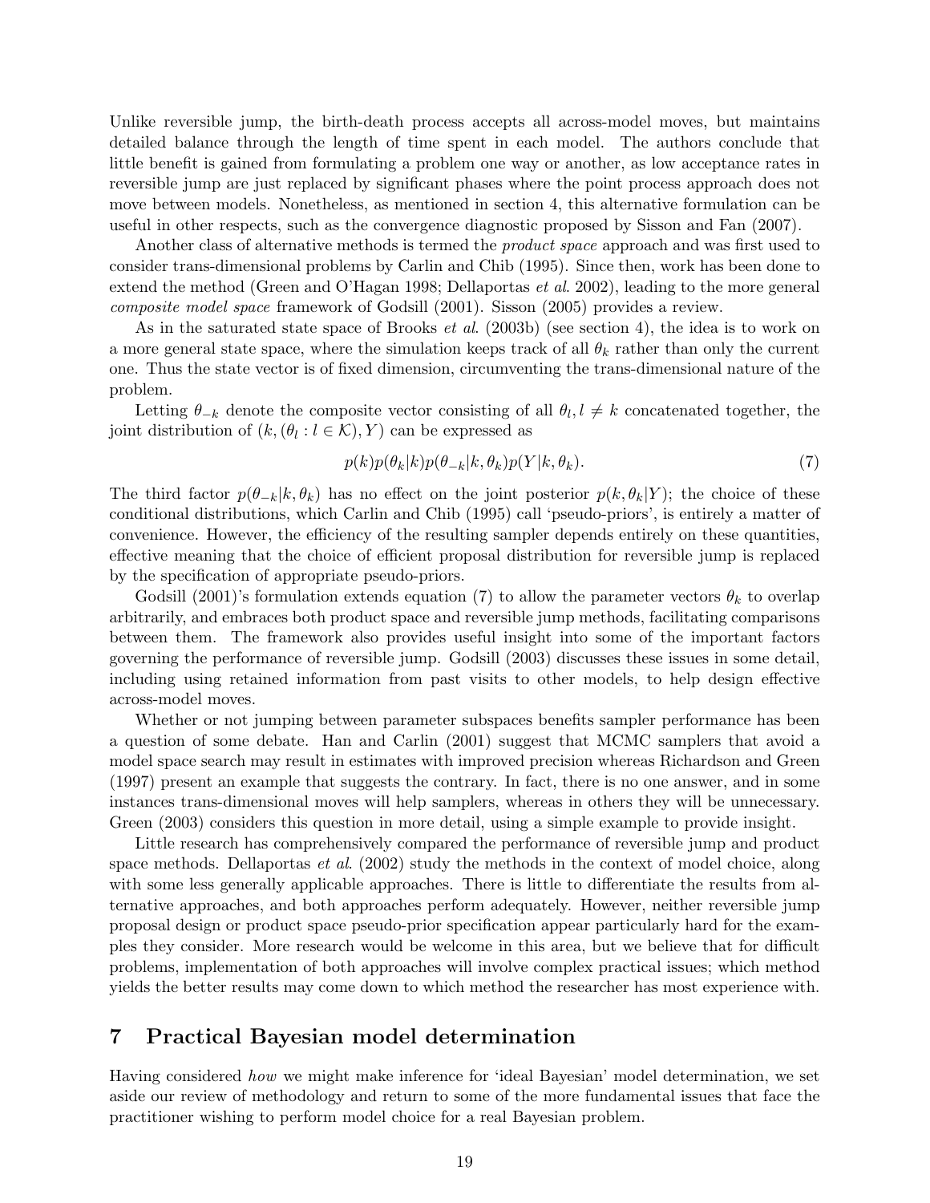Unlike reversible jump, the birth-death process accepts all across-model moves, but maintains detailed balance through the length of time spent in each model. The authors conclude that little benefit is gained from formulating a problem one way or another, as low acceptance rates in reversible jump are just replaced by significant phases where the point process approach does not move between models. Nonetheless, as mentioned in section 4, this alternative formulation can be useful in other respects, such as the convergence diagnostic proposed by Sisson and Fan (2007).

Another class of alternative methods is termed the *product space* approach and was first used to consider trans-dimensional problems by Carlin and Chib (1995). Since then, work has been done to extend the method (Green and O'Hagan 1998; Dellaportas *et al*. 2002), leading to the more general *composite model space* framework of Godsill (2001). Sisson (2005) provides a review.

As in the saturated state space of Brooks *et al*. (2003b) (see section 4), the idea is to work on a more general state space, where the simulation keeps track of all $\theta_k$ rather than only the current one. Thus the state vector is of fixed dimension, circumventing the trans-dimensional nature of the problem.

Letting $\theta_{-k}$ denote the composite vector consisting of all $\theta_l, l \neq k$ concatenated together, the joint distribution of $(k, (\theta_l : l \in \mathcal{K}), Y)$ can be expressed as

$$p(k)p(\theta_k|k)p(\theta_{-k}|k, \theta_k)p(Y|k, \theta_k). \tag{7}$$

The third factor $p(\theta_{-k}|k, \theta_k)$ has no effect on the joint posterior $p(k, \theta_k|Y)$; the choice of these conditional distributions, which Carlin and Chib (1995) call 'pseudo-priors', is entirely a matter of convenience. However, the efficiency of the resulting sampler depends entirely on these quantities, effective meaning that the choice of efficient proposal distribution for reversible jump is replaced by the specification of appropriate pseudo-priors.

Godsill (2001)'s formulation extends equation (7) to allow the parameter vectors $\theta_k$ to overlap arbitrarily, and embraces both product space and reversible jump methods, facilitating comparisons between them. The framework also provides useful insight into some of the important factors governing the performance of reversible jump. Godsill (2003) discusses these issues in some detail, including using retained information from past visits to other models, to help design effective across-model moves.

Whether or not jumping between parameter subspaces benefits sampler performance has been a question of some debate. Han and Carlin (2001) suggest that MCMC samplers that avoid a model space search may result in estimates with improved precision whereas Richardson and Green (1997) present an example that suggests the contrary. In fact, there is no one answer, and in some instances trans-dimensional moves will help samplers, whereas in others they will be unnecessary. Green (2003) considers this question in more detail, using a simple example to provide insight.

Little research has comprehensively compared the performance of reversible jump and product space methods. Dellaportas *et al*. (2002) study the methods in the context of model choice, along with some less generally applicable approaches. There is little to differentiate the results from alternative approaches, and both approaches perform adequately. However, neither reversible jump proposal design or product space pseudo-prior specification appear particularly hard for the examples they consider. More research would be welcome in this area, but we believe that for difficult problems, implementation of both approaches will involve complex practical issues; which method yields the better results may come down to which method the researcher has most experience with.

# 7 Practical Bayesian model determination

Having considered *how* we might make inference for 'ideal Bayesian' model determination, we set aside our review of methodology and return to some of the more fundamental issues that face the practitioner wishing to perform model choice for a real Bayesian problem.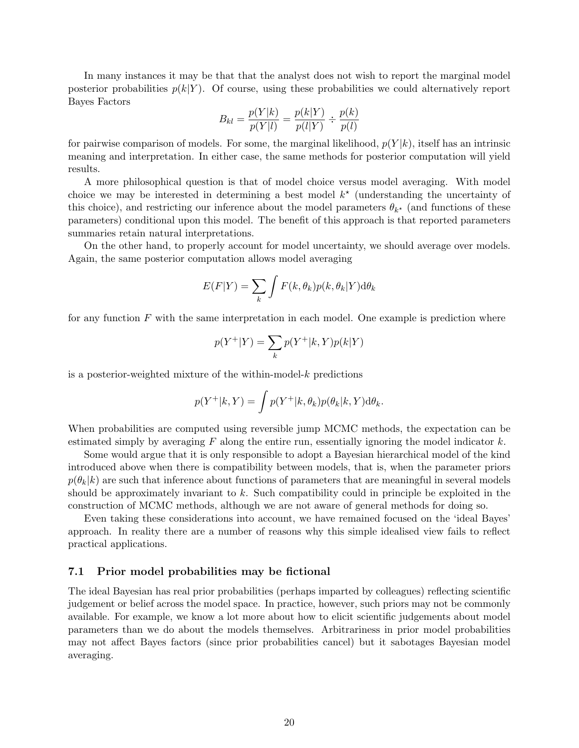In many instances it may be that that the analyst does not wish to report the marginal model posterior probabilities $p(k|Y)$. Of course, using these probabilities we could alternatively report Bayes Factors

$$B_{kl} = \frac{p(Y|k)}{p(Y|l)} = \frac{p(k|Y)}{p(l|Y)} \div \frac{p(k)}{p(l)}$$

for pairwise comparison of models. For some, the marginal likelihood, $p(Y|k)$, itself has an intrinsic meaning and interpretation. In either case, the same methods for posterior computation will yield results.

A more philosophical question is that of model choice versus model averaging. With model choice we may be interested in determining a best model $k^\star$ (understanding the uncertainty of this choice), and restricting our inference about the model parameters $\theta_{k^\star}$ (and functions of these parameters) conditional upon this model. The benefit of this approach is that reported parameters summaries retain natural interpretations.

On the other hand, to properly account for model uncertainty, we should average over models. Again, the same posterior computation allows model averaging

$$E(F|Y) = \sum_k \int F(k, \theta_k) p(k, \theta_k|Y) \mathrm{d}\theta_k$$

for any function $F$ with the same interpretation in each model. One example is prediction where

$$p(Y^+|Y) = \sum_k p(Y^+|k, Y) p(k|Y)$$

is a posterior-weighted mixture of the within-model-$k$ predictions

$$p(Y^+|k, Y) = \int p(Y^+|k, \theta_k) p(\theta_k|k, Y) \mathrm{d}\theta_k.$$

When probabilities are computed using reversible jump MCMC methods, the expectation can be estimated simply by averaging $F$ along the entire run, essentially ignoring the model indicator $k$.

Some would argue that it is only responsible to adopt a Bayesian hierarchical model of the kind introduced above when there is compatibility between models, that is, when the parameter priors $p(\theta_k|k)$ are such that inference about functions of parameters that are meaningful in several models should be approximately invariant to $k$. Such compatibility could in principle be exploited in the construction of MCMC methods, although we are not aware of general methods for doing so.

Even taking these considerations into account, we have remained focused on the 'ideal Bayes' approach. In reality there are a number of reasons why this simple idealised view fails to reflect practical applications.

### 7.1 Prior model probabilities may be fictional

The ideal Bayesian has real prior probabilities (perhaps imparted by colleagues) reflecting scientific judgement or belief across the model space. In practice, however, such priors may not be commonly available. For example, we know a lot more about how to elicit scientific judgements about model parameters than we do about the models themselves. Arbitrariness in prior model probabilities may not affect Bayes factors (since prior probabilities cancel) but it sabotages Bayesian model averaging.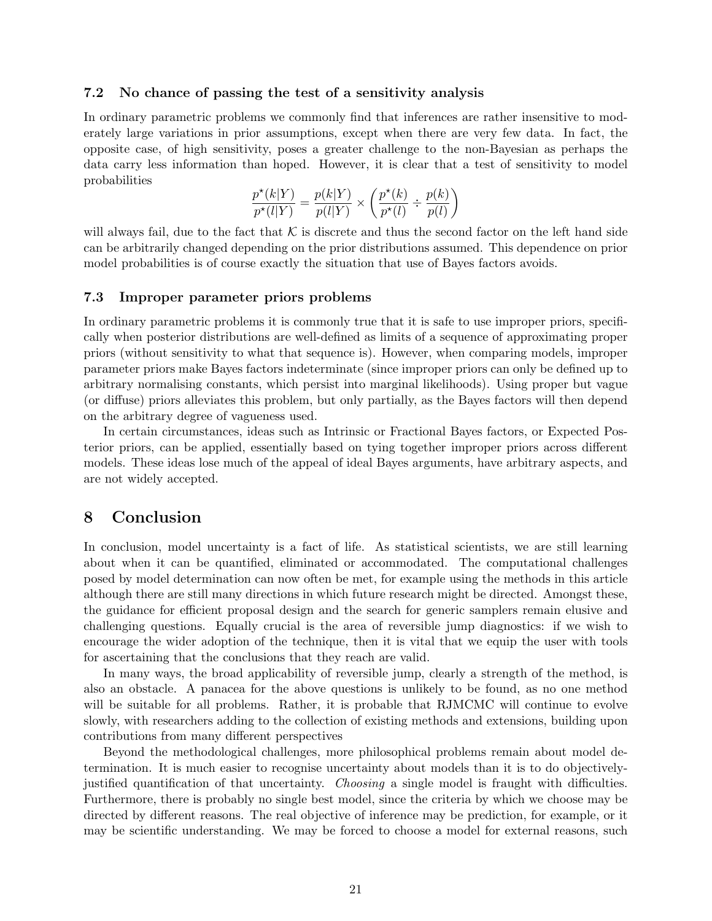### 7.2 No chance of passing the test of a sensitivity analysis

In ordinary parametric problems we commonly find that inferences are rather insensitive to moderately large variations in prior assumptions, except when there are very few data. In fact, the opposite case, of high sensitivity, poses a greater challenge to the non-Bayesian as perhaps the data carry less information than hoped. However, it is clear that a test of sensitivity to model probabilities

$$\frac{p^\star(k|Y)}{p^\star(l|Y)} = \frac{p(k|Y)}{p(l|Y)} \times \left(\frac{p^\star(k)}{p^\star(l)} \div \frac{p(k)}{p(l)}\right)$$

will always fail, due to the fact that $\mathcal{K}$ is discrete and thus the second factor on the left hand side can be arbitrarily changed depending on the prior distributions assumed. This dependence on prior model probabilities is of course exactly the situation that use of Bayes factors avoids.

### 7.3 Improper parameter priors problems

In ordinary parametric problems it is commonly true that it is safe to use improper priors, specifically when posterior distributions are well-defined as limits of a sequence of approximating proper priors (without sensitivity to what that sequence is). However, when comparing models, improper parameter priors make Bayes factors indeterminate (since improper priors can only be defined up to arbitrary normalising constants, which persist into marginal likelihoods). Using proper but vague (or diffuse) priors alleviates this problem, but only partially, as the Bayes factors will then depend on the arbitrary degree of vagueness used.

In certain circumstances, ideas such as Intrinsic or Fractional Bayes factors, or Expected Posterior priors, can be applied, essentially based on tying together improper priors across different models. These ideas lose much of the appeal of ideal Bayes arguments, have arbitrary aspects, and are not widely accepted.

# 8 Conclusion

In conclusion, model uncertainty is a fact of life. As statistical scientists, we are still learning about when it can be quantified, eliminated or accommodated. The computational challenges posed by model determination can now often be met, for example using the methods in this article although there are still many directions in which future research might be directed. Amongst these, the guidance for efficient proposal design and the search for generic samplers remain elusive and challenging questions. Equally crucial is the area of reversible jump diagnostics: if we wish to encourage the wider adoption of the technique, then it is vital that we equip the user with tools for ascertaining that the conclusions that they reach are valid.

In many ways, the broad applicability of reversible jump, clearly a strength of the method, is also an obstacle. A panacea for the above questions is unlikely to be found, as no one method will be suitable for all problems. Rather, it is probable that RJMCMC will continue to evolve slowly, with researchers adding to the collection of existing methods and extensions, building upon contributions from many different perspectives

Beyond the methodological challenges, more philosophical problems remain about model determination. It is much easier to recognise uncertainty about models than it is to do objectively-justified quantification of that uncertainty. *Choosing* a single model is fraught with difficulties. Furthermore, there is probably no single best model, since the criteria by which we choose may be directed by different reasons. The real objective of inference may be prediction, for example, or it may be scientific understanding. We may be forced to choose a model for external reasons, such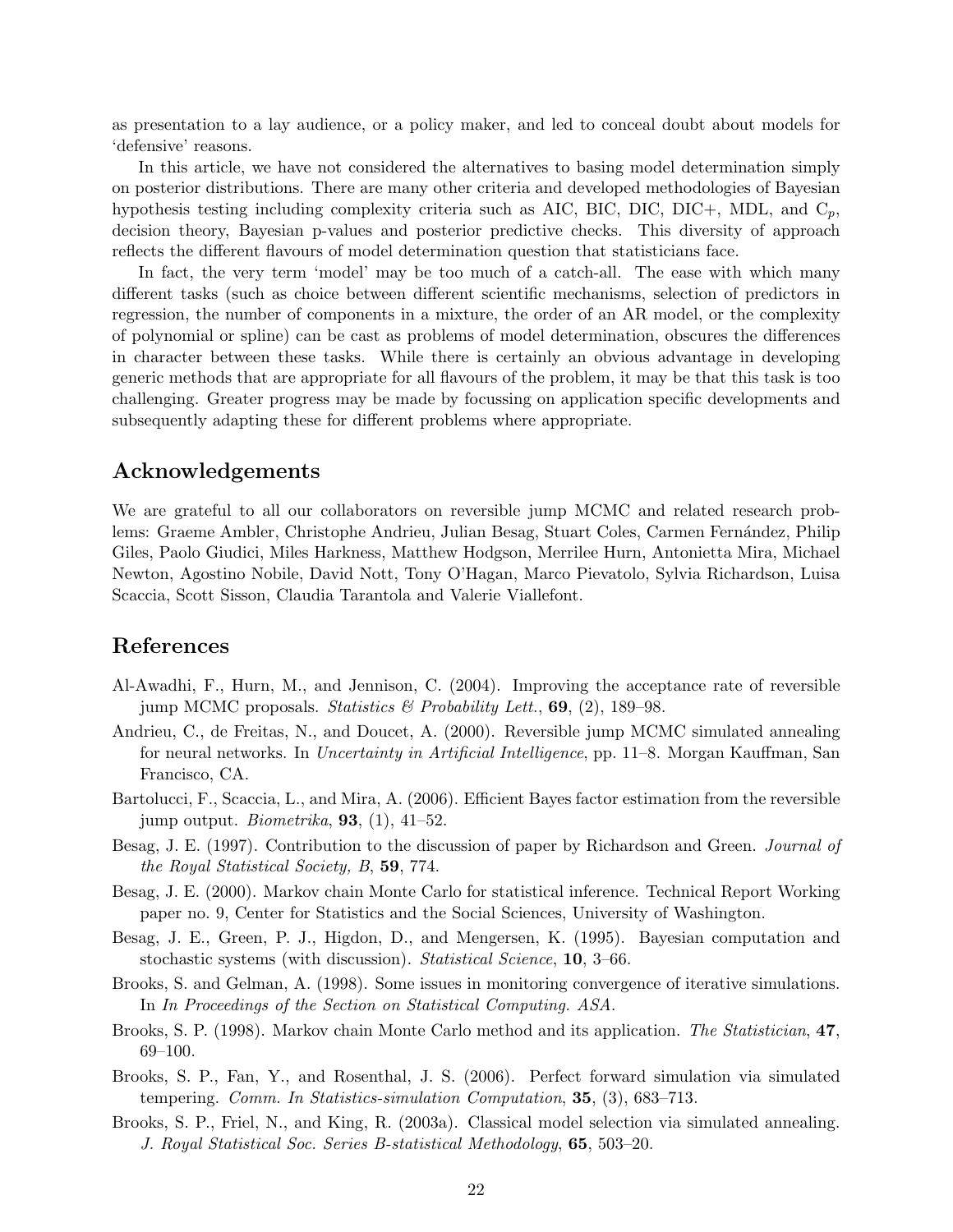as presentation to a lay audience, or a policy maker, and led to conceal doubt about models for 'defensive' reasons.

In this article, we have not considered the alternatives to basing model determination simply on posterior distributions. There are many other criteria and developed methodologies of Bayesian hypothesis testing including complexity criteria such as AIC, BIC, DIC, DIC+, MDL, and $C_p$, decision theory, Bayesian p-values and posterior predictive checks. This diversity of approach reflects the different flavours of model determination question that statisticians face.

In fact, the very term 'model' may be too much of a catch-all. The ease with which many different tasks (such as choice between different scientific mechanisms, selection of predictors in regression, the number of components in a mixture, the order of an AR model, or the complexity of polynomial or spline) can be cast as problems of model determination, obscures the differences in character between these tasks. While there is certainly an obvious advantage in developing generic methods that are appropriate for all flavours of the problem, it may be that this task is too challenging. Greater progress may be made by focussing on application specific developments and subsequently adapting these for different problems where appropriate.

## Acknowledgements

We are grateful to all our collaborators on reversible jump MCMC and related research problems: Graeme Ambler, Christophe Andrieu, Julian Besag, Stuart Coles, Carmen Fernández, Philip Giles, Paolo Giudici, Miles Harkness, Matthew Hodgson, Merrilee Hurn, Antonietta Mira, Michael Newton, Agostino Nobile, David Nott, Tony O'Hagan, Marco Pievatolo, Sylvia Richardson, Luisa Scaccia, Scott Sisson, Claudia Tarantola and Valerie Viallefont.

## References

Al-Awadhi, F., Hurn, M., and Jennison, C. (2004). Improving the acceptance rate of reversible jump MCMC proposals. *Statistics & Probability Lett.*, **69**, (2), 189–98.

Andrieu, C., de Freitas, N., and Doucet, A. (2000). Reversible jump MCMC simulated annealing for neural networks. In *Uncertainty in Artificial Intelligence*, pp. 11–8. Morgan Kauffman, San Francisco, CA.

Bartolucci, F., Scaccia, L., and Mira, A. (2006). Efficient Bayes factor estimation from the reversible jump output. *Biometrika*, **93**, (1), 41–52.

Besag, J. E. (1997). Contribution to the discussion of paper by Richardson and Green. *Journal of the Royal Statistical Society, B*, **59**, 774.

Besag, J. E. (2000). Markov chain Monte Carlo for statistical inference. Technical Report Working paper no. 9, Center for Statistics and the Social Sciences, University of Washington.

Besag, J. E., Green, P. J., Higdon, D., and Mengersen, K. (1995). Bayesian computation and stochastic systems (with discussion). *Statistical Science*, **10**, 3–66.

Brooks, S. and Gelman, A. (1998). Some issues in monitoring convergence of iterative simulations. In *In Proceedings of the Section on Statistical Computing. ASA*.

Brooks, S. P. (1998). Markov chain Monte Carlo method and its application. *The Statistician*, **47**, 69–100.

Brooks, S. P., Fan, Y., and Rosenthal, J. S. (2006). Perfect forward simulation via simulated tempering. *Comm. In Statistics-simulation Computation*, **35**, (3), 683–713.

Brooks, S. P., Friel, N., and King, R. (2003a). Classical model selection via simulated annealing. *J. Royal Statistical Soc. Series B-statistical Methodology*, **65**, 503–20.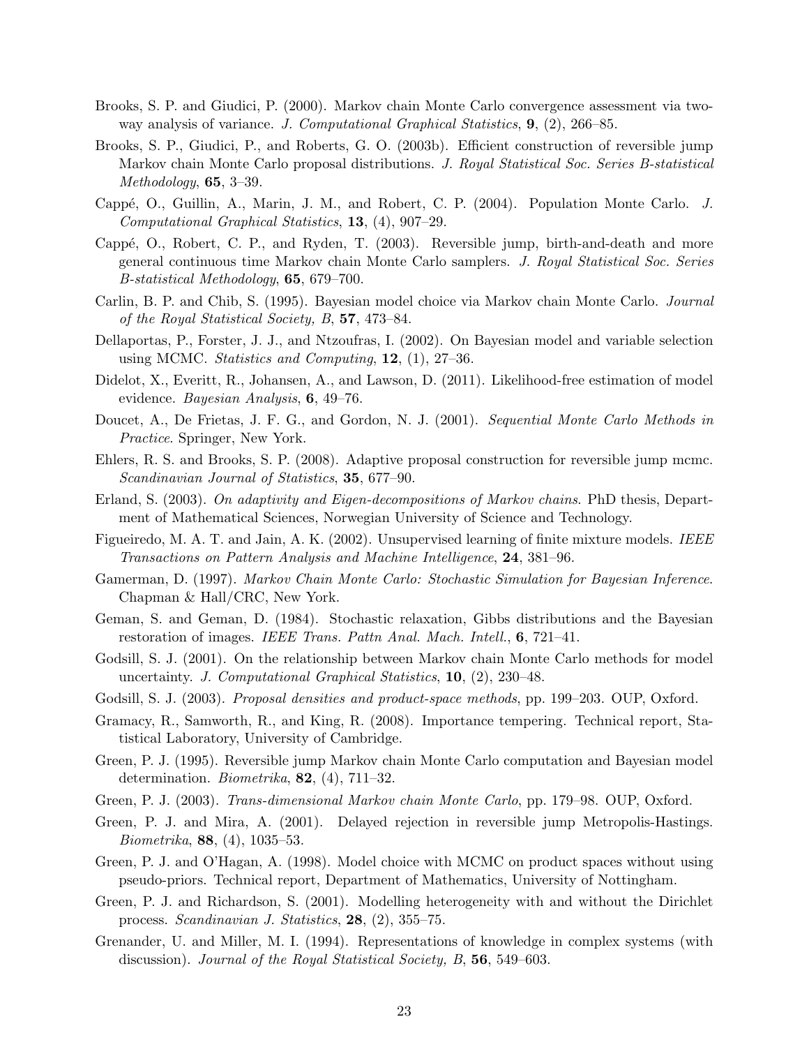Brooks, S. P. and Giudici, P. (2000). Markov chain Monte Carlo convergence assessment via two-way analysis of variance. *J. Computational Graphical Statistics*, **9**, (2), 266–85.

Brooks, S. P., Giudici, P., and Roberts, G. O. (2003b). Efficient construction of reversible jump Markov chain Monte Carlo proposal distributions. *J. Royal Statistical Soc. Series B-statistical Methodology*, **65**, 3–39.

Cappé, O., Guillin, A., Marin, J. M., and Robert, C. P. (2004). Population Monte Carlo. *J. Computational Graphical Statistics*, **13**, (4), 907–29.

Cappé, O., Robert, C. P., and Ryden, T. (2003). Reversible jump, birth-and-death and more general continuous time Markov chain Monte Carlo samplers. *J. Royal Statistical Soc. Series B-statistical Methodology*, **65**, 679–700.

Carlin, B. P. and Chib, S. (1995). Bayesian model choice via Markov chain Monte Carlo. *Journal of the Royal Statistical Society, B*, **57**, 473–84.

Dellaportas, P., Forster, J. J., and Ntzoufras, I. (2002). On Bayesian model and variable selection using MCMC. *Statistics and Computing*, **12**, (1), 27–36.

Didelot, X., Everitt, R., Johansen, A., and Lawson, D. (2011). Likelihood-free estimation of model evidence. *Bayesian Analysis*, **6**, 49–76.

Doucet, A., De Frietas, J. F. G., and Gordon, N. J. (2001). *Sequential Monte Carlo Methods in Practice*. Springer, New York.

Ehlers, R. S. and Brooks, S. P. (2008). Adaptive proposal construction for reversible jump mcmc. *Scandinavian Journal of Statistics*, **35**, 677–90.

Erland, S. (2003). *On adaptivity and Eigen-decompositions of Markov chains*. PhD thesis, Department of Mathematical Sciences, Norwegian University of Science and Technology.

Figueiredo, M. A. T. and Jain, A. K. (2002). Unsupervised learning of finite mixture models. *IEEE Transactions on Pattern Analysis and Machine Intelligence*, **24**, 381–96.

Gamerman, D. (1997). *Markov Chain Monte Carlo: Stochastic Simulation for Bayesian Inference.* Chapman & Hall/CRC, New York.

Geman, S. and Geman, D. (1984). Stochastic relaxation, Gibbs distributions and the Bayesian restoration of images. *IEEE Trans. Pattn Anal. Mach. Intell.*, **6**, 721–41.

Godsill, S. J. (2001). On the relationship between Markov chain Monte Carlo methods for model uncertainty. *J. Computational Graphical Statistics*, **10**, (2), 230–48.

Godsill, S. J. (2003). *Proposal densities and product-space methods*, pp. 199–203. OUP, Oxford.

Gramacy, R., Samworth, R., and King, R. (2008). Importance tempering. Technical report, Statistical Laboratory, University of Cambridge.

Green, P. J. (1995). Reversible jump Markov chain Monte Carlo computation and Bayesian model determination. *Biometrika*, **82**, (4), 711–32.

Green, P. J. (2003). *Trans-dimensional Markov chain Monte Carlo*, pp. 179–98. OUP, Oxford.

Green, P. J. and Mira, A. (2001). Delayed rejection in reversible jump Metropolis-Hastings. *Biometrika*, **88**, (4), 1035–53.

Green, P. J. and O'Hagan, A. (1998). Model choice with MCMC on product spaces without using pseudo-priors. Technical report, Department of Mathematics, University of Nottingham.

Green, P. J. and Richardson, S. (2001). Modelling heterogeneity with and without the Dirichlet process. *Scandinavian J. Statistics*, **28**, (2), 355–75.

Grenander, U. and Miller, M. I. (1994). Representations of knowledge in complex systems (with discussion). *Journal of the Royal Statistical Society, B*, **56**, 549–603.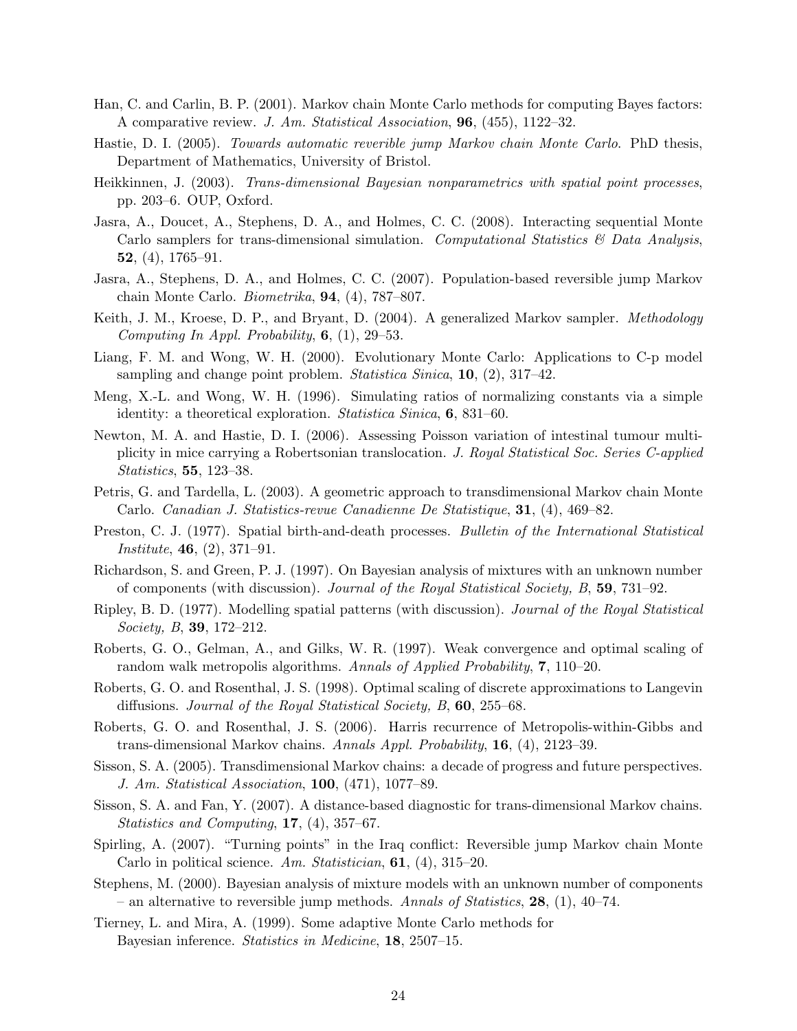Han, C. and Carlin, B. P. (2001). Markov chain Monte Carlo methods for computing Bayes factors: A comparative review. *J. Am. Statistical Association*, **96**, (455), 1122–32.

Hastie, D. I. (2005). *Towards automatic reverible jump Markov chain Monte Carlo*. PhD thesis, Department of Mathematics, University of Bristol.

Heikkinnen, J. (2003). *Trans-dimensional Bayesian nonparametrics with spatial point processes*, pp. 203–6. OUP, Oxford.

Jasra, A., Doucet, A., Stephens, D. A., and Holmes, C. C. (2008). Interacting sequential Monte Carlo samplers for trans-dimensional simulation. *Computational Statistics & Data Analysis*, **52**, (4), 1765–91.

Jasra, A., Stephens, D. A., and Holmes, C. C. (2007). Population-based reversible jump Markov chain Monte Carlo. *Biometrika*, **94**, (4), 787–807.

Keith, J. M., Kroese, D. P., and Bryant, D. (2004). A generalized Markov sampler. *Methodology Computing In Appl. Probability*, **6**, (1), 29–53.

Liang, F. M. and Wong, W. H. (2000). Evolutionary Monte Carlo: Applications to C-p model sampling and change point problem. *Statistica Sinica*, **10**, (2), 317–42.

Meng, X.-L. and Wong, W. H. (1996). Simulating ratios of normalizing constants via a simple identity: a theoretical exploration. *Statistica Sinica*, **6**, 831–60.

Newton, M. A. and Hastie, D. I. (2006). Assessing Poisson variation of intestinal tumour multiplicity in mice carrying a Robertsonian translocation. *J. Royal Statistical Soc. Series C-applied Statistics*, **55**, 123–38.

Petris, G. and Tardella, L. (2003). A geometric approach to transdimensional Markov chain Monte Carlo. *Canadian J. Statistics-revue Canadienne De Statistique*, **31**, (4), 469–82.

Preston, C. J. (1977). Spatial birth-and-death processes. *Bulletin of the International Statistical Institute*, **46**, (2), 371–91.

Richardson, S. and Green, P. J. (1997). On Bayesian analysis of mixtures with an unknown number of components (with discussion). *Journal of the Royal Statistical Society, B*, **59**, 731–92.

Ripley, B. D. (1977). Modelling spatial patterns (with discussion). *Journal of the Royal Statistical Society, B*, **39**, 172–212.

Roberts, G. O., Gelman, A., and Gilks, W. R. (1997). Weak convergence and optimal scaling of random walk metropolis algorithms. *Annals of Applied Probability*, **7**, 110–20.

Roberts, G. O. and Rosenthal, J. S. (1998). Optimal scaling of discrete approximations to Langevin diffusions. *Journal of the Royal Statistical Society, B*, **60**, 255–68.

Roberts, G. O. and Rosenthal, J. S. (2006). Harris recurrence of Metropolis-within-Gibbs and trans-dimensional Markov chains. *Annals Appl. Probability*, **16**, (4), 2123–39.

Sisson, S. A. (2005). Transdimensional Markov chains: a decade of progress and future perspectives. *J. Am. Statistical Association*, **100**, (471), 1077–89.

Sisson, S. A. and Fan, Y. (2007). A distance-based diagnostic for trans-dimensional Markov chains. *Statistics and Computing*, **17**, (4), 357–67.

Spirling, A. (2007). "Turning points" in the Iraq conflict: Reversible jump Markov chain Monte Carlo in political science. *Am. Statistician*, **61**, (4), 315–20.

Stephens, M. (2000). Bayesian analysis of mixture models with an unknown number of components – an alternative to reversible jump methods. *Annals of Statistics*, **28**, (1), 40–74.

Tierney, L. and Mira, A. (1999). Some adaptive Monte Carlo methods for Bayesian inference. *Statistics in Medicine*, **18**, 2507–15.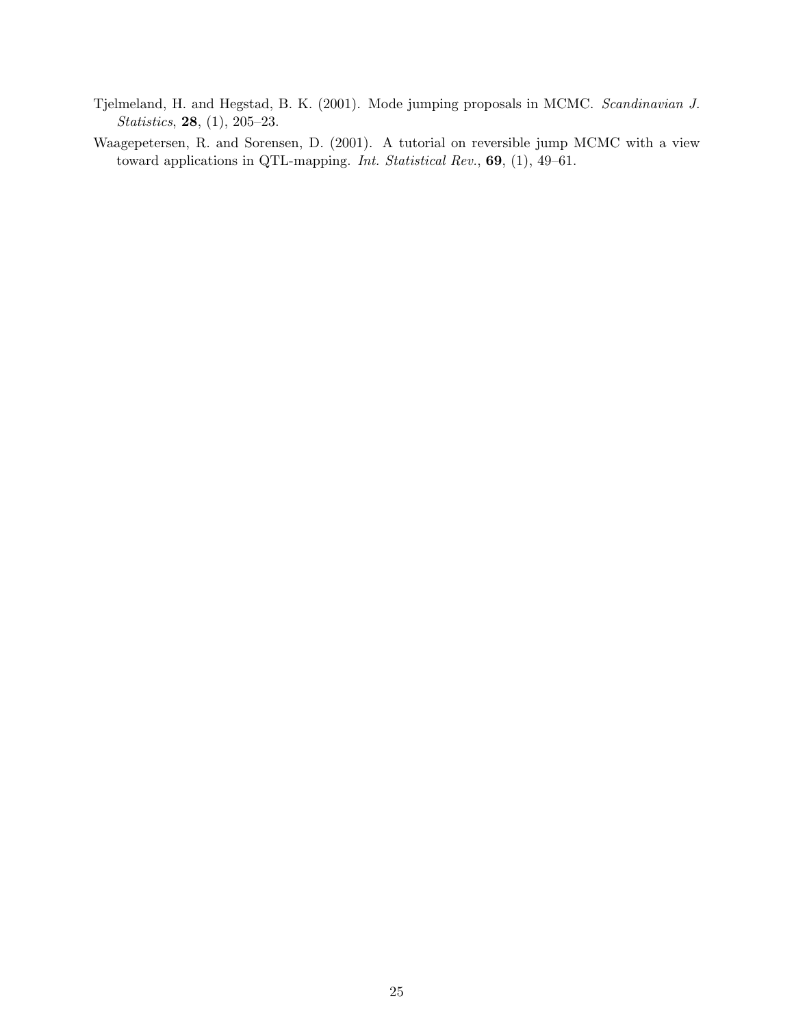Tjelmeland, H. and Hegstad, B. K. (2001). Mode jumping proposals in MCMC. *Scandinavian J. Statistics*, **28**, (1), 205–23.

Waagepetersen, R. and Sorensen, D. (2001). A tutorial on reversible jump MCMC with a view toward applications in QTL-mapping. *Int. Statistical Rev.*, **69**, (1), 49–61.